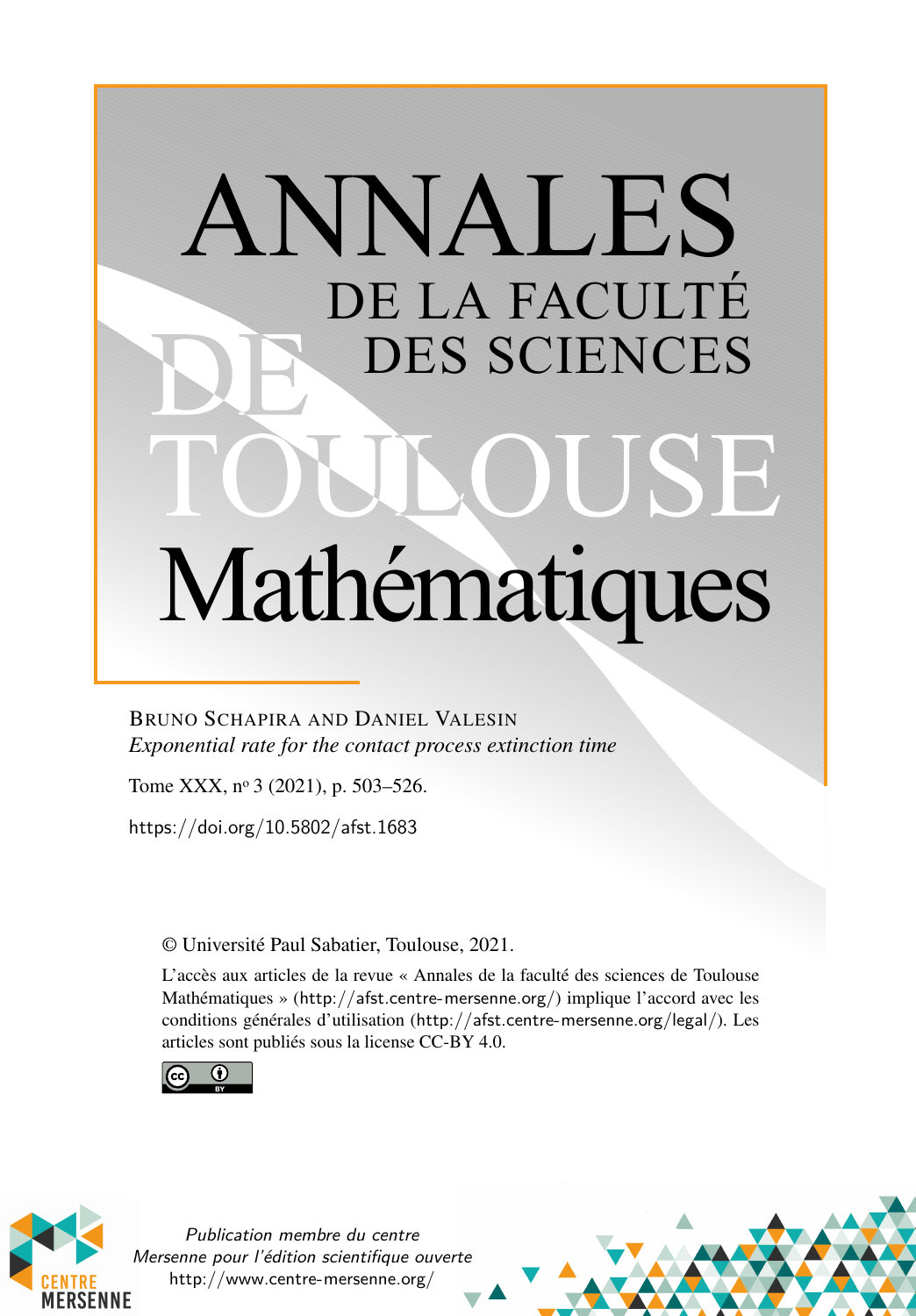# ANNALES DE LA FACULTÉ DES SCIENCES DE TOULOUSE Mathématiques

BRUNO SCHAPIRA AND DANIEL VALESIN

*Exponential rate for the contact process extinction time*

Tome XXX, nº 3 (2021), p. 503–526.

https://doi.org/10.5802/afst.1683

© Université Paul Sabatier, Toulouse, 2021.

L'accès aux articles de la revue « Annales de la faculté des sciences de Toulouse Mathématiques » (http://afst.centre-mersenne.org/) implique l'accord avec les conditions générales d'utilisation (http://afst.centre-mersenne.org/legal/). Les articles sont publiés sous la license CC-BY 4.0.

*Publication membre du centre Mersenne pour l'édition scientifique ouverte*
http://www.centre-mersenne.org/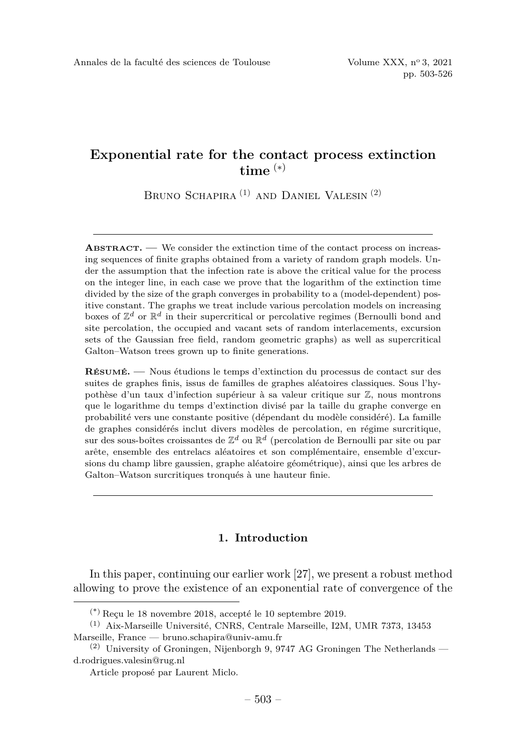# Exponential rate for the contact process extinction time [(*)]

Bruno Schapira [(1)] and Daniel Valesin [(2)]

---

**Abstract.** — We consider the extinction time of the contact process on increasing sequences of finite graphs obtained from a variety of random graph models. Under the assumption that the infection rate is above the critical value for the process on the integer line, in each case we prove that the logarithm of the extinction time divided by the size of the graph converges in probability to a (model-dependent) positive constant. The graphs we treat include various percolation models on increasing boxes of $\mathbb{Z}^d$ or $\mathbb{R}^d$ in their supercritical or percolative regimes (Bernoulli bond and site percolation, the occupied and vacant sets of random interlacements, excursion sets of the Gaussian free field, random geometric graphs) as well as supercritical Galton–Watson trees grown up to finite generations.

**Résumé.** — Nous étudions le temps d'extinction du processus de contact sur des suites de graphes finis, issus de familles de graphes aléatoires classiques. Sous l'hypothèse d'un taux d'infection supérieur à sa valeur critique sur $\mathbb{Z}$, nous montrons que le logarithme du temps d'extinction divisé par la taille du graphe converge en probabilité vers une constante positive (dépendant du modèle considéré). La famille de graphes considérés inclut divers modèles de percolation, en régime surcritique, sur des sous-boîtes croissantes de $\mathbb{Z}^d$ ou $\mathbb{R}^d$ (percolation de Bernoulli par site ou par arête, ensemble des entrelacs aléatoires et son complémentaire, ensemble d'excursions du champ libre gaussien, graphe aléatoire géométrique), ainsi que les arbres de Galton–Watson surcritiques tronqués à une hauteur finie.

---

## 1. Introduction

In this paper, continuing our earlier work [27], we present a robust method allowing to prove the existence of an exponential rate of convergence of the

---

(*) Reçu le 18 novembre 2018, accepté le 10 septembre 2019.

(1) Aix-Marseille Université, CNRS, Centrale Marseille, I2M, UMR 7373, 13453 Marseille, France — bruno.schapira@univ-amu.fr

(2) University of Groningen, Nijenborgh 9, 9747 AG Groningen The Netherlands — d.rodrigues.valesin@rug.nl

Article proposé par Laurent Miclo.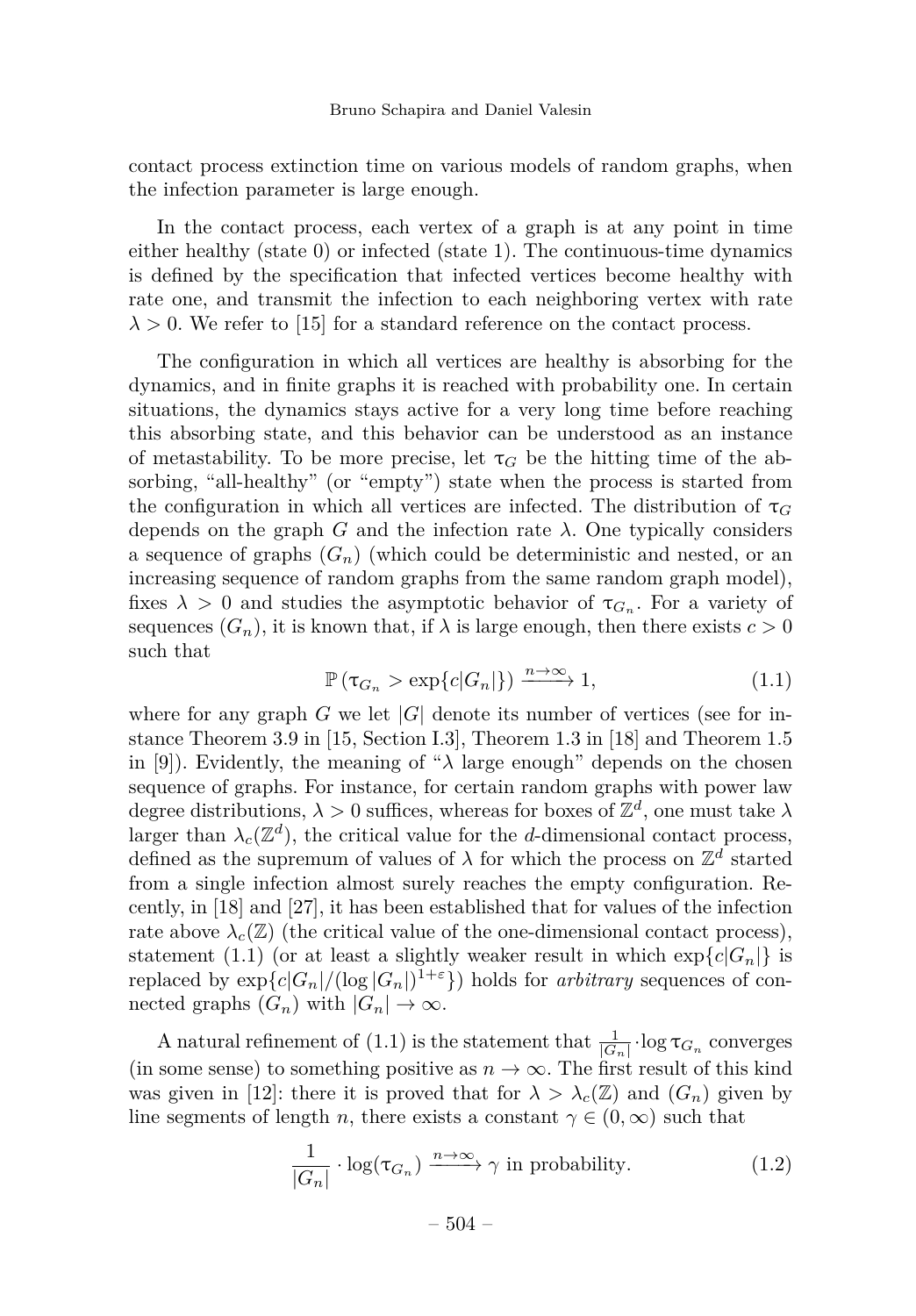contact process extinction time on various models of random graphs, when the infection parameter is large enough.

In the contact process, each vertex of a graph is at any point in time either healthy (state 0) or infected (state 1). The continuous-time dynamics is defined by the specification that infected vertices become healthy with rate one, and transmit the infection to each neighboring vertex with rate $\lambda > 0$. We refer to [15] for a standard reference on the contact process.

The configuration in which all vertices are healthy is absorbing for the dynamics, and in finite graphs it is reached with probability one. In certain situations, the dynamics stays active for a very long time before reaching this absorbing state, and this behavior can be understood as an instance of metastability. To be more precise, let $\tau_G$ be the hitting time of the absorbing, "all-healthy" (or "empty") state when the process is started from the configuration in which all vertices are infected. The distribution of $\tau_G$ depends on the graph $G$ and the infection rate $\lambda$. One typically considers a sequence of graphs $(G_n)$ (which could be deterministic and nested, or an increasing sequence of random graphs from the same random graph model), fixes $\lambda > 0$ and studies the asymptotic behavior of $\tau_{G_n}$. For a variety of sequences $(G_n)$, it is known that, if $\lambda$ is large enough, then there exists $c > 0$ such that

$$\mathbb{P}\left(\tau_{G_n} > \exp\{c|G_n|\}\right) \xrightarrow{n\to\infty} 1, \tag{1.1}$$

where for any graph $G$ we let $|G|$ denote its number of vertices (see for instance Theorem 3.9 in [15, Section I.3], Theorem 1.3 in [18] and Theorem 1.5 in [9]). Evidently, the meaning of "$\lambda$ large enough" depends on the chosen sequence of graphs. For instance, for certain random graphs with power law degree distributions, $\lambda > 0$ suffices, whereas for boxes of $\mathbb{Z}^d$, one must take $\lambda$ larger than $\lambda_c(\mathbb{Z}^d)$, the critical value for the $d$-dimensional contact process, defined as the supremum of values of $\lambda$ for which the process on $\mathbb{Z}^d$ started from a single infection almost surely reaches the empty configuration. Recently, in [18] and [27], it has been established that for values of the infection rate above $\lambda_c(\mathbb{Z})$ (the critical value of the one-dimensional contact process), statement (1.1) (or at least a slightly weaker result in which $\exp\{c|G_n|\}$ is replaced by $\exp\{c|G_n|/(\log|G_n|)^{1+\varepsilon}\}$) holds for *arbitrary* sequences of connected graphs $(G_n)$ with $|G_n| \to \infty$.

A natural refinement of (1.1) is the statement that $\frac{1}{|G_n|}\cdot\log\tau_{G_n}$ converges (in some sense) to something positive as $n \to \infty$. The first result of this kind was given in [12]: there it is proved that for $\lambda > \lambda_c(\mathbb{Z})$ and $(G_n)$ given by line segments of length $n$, there exists a constant $\gamma \in (0, \infty)$ such that

$$\frac{1}{|G_n|}\cdot\log(\tau_{G_n}) \xrightarrow{n\to\infty} \gamma \text{ in probability.} \tag{1.2}$$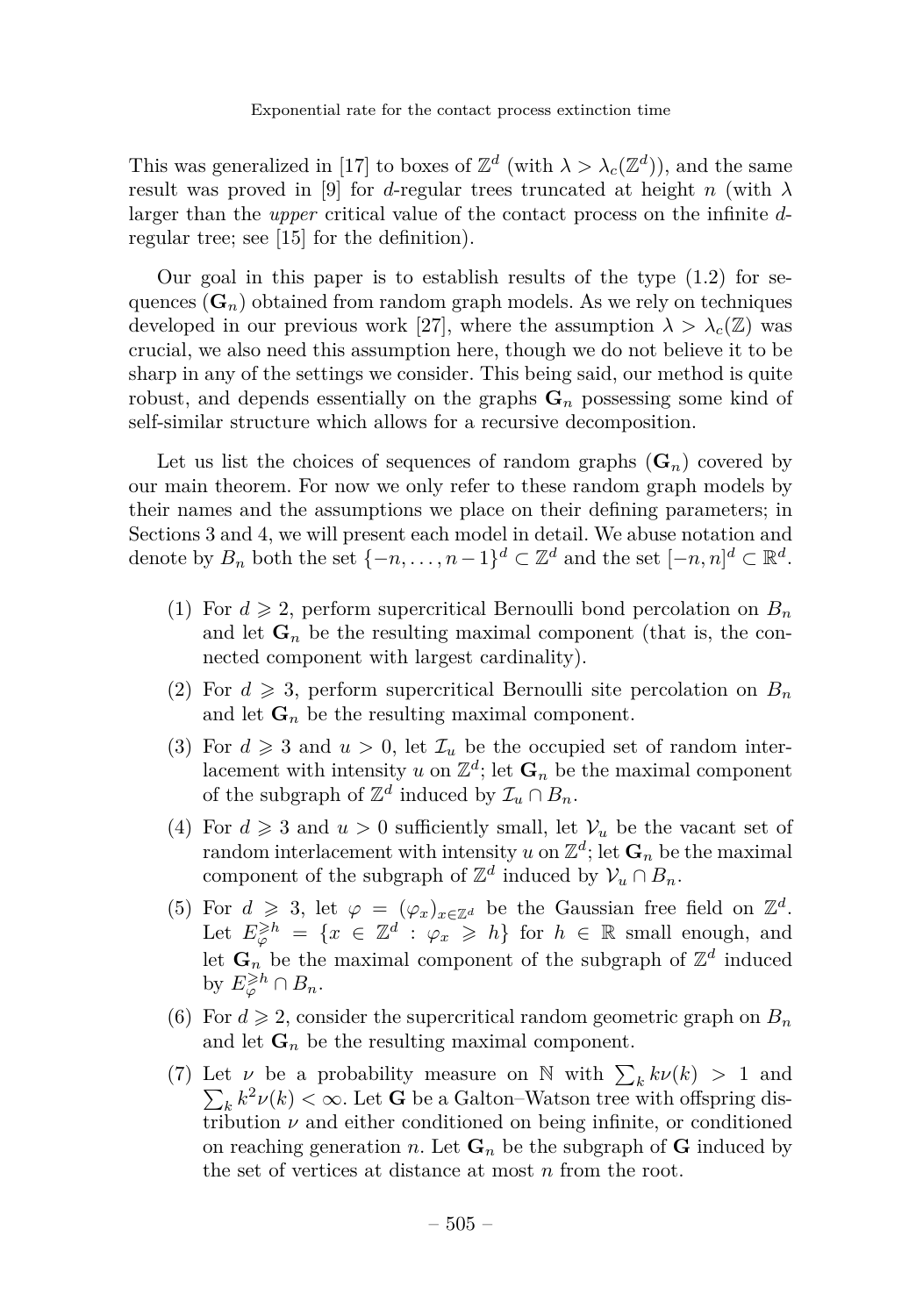This was generalized in [17] to boxes of $\mathbb{Z}^d$ (with $\lambda > \lambda_c(\mathbb{Z}^d)$), and the same result was proved in [9] for $d$-regular trees truncated at height $n$ (with $\lambda$ larger than the *upper* critical value of the contact process on the infinite $d$-regular tree; see [15] for the definition).

Our goal in this paper is to establish results of the type (1.2) for sequences $(\mathbf{G}_n)$ obtained from random graph models. As we rely on techniques developed in our previous work [27], where the assumption $\lambda > \lambda_c(\mathbb{Z})$ was crucial, we also need this assumption here, though we do not believe it to be sharp in any of the settings we consider. This being said, our method is quite robust, and depends essentially on the graphs $\mathbf{G}_n$ possessing some kind of self-similar structure which allows for a recursive decomposition.

Let us list the choices of sequences of random graphs $(\mathbf{G}_n)$ covered by our main theorem. For now we only refer to these random graph models by their names and the assumptions we place on their defining parameters; in Sections 3 and 4, we will present each model in detail. We abuse notation and denote by $B_n$ both the set $\{-n, \ldots, n-1\}^d \subset \mathbb{Z}^d$ and the set $[-n, n]^d \subset \mathbb{R}^d$.

1. For $d \geqslant 2$, perform supercritical Bernoulli bond percolation on $B_n$ and let $\mathbf{G}_n$ be the resulting maximal component (that is, the connected component with largest cardinality).
2. For $d \geqslant 3$, perform supercritical Bernoulli site percolation on $B_n$ and let $\mathbf{G}_n$ be the resulting maximal component.
3. For $d \geqslant 3$ and $u > 0$, let $\mathcal{I}_u$ be the occupied set of random interlacement with intensity $u$ on $\mathbb{Z}^d$; let $\mathbf{G}_n$ be the maximal component of the subgraph of $\mathbb{Z}^d$ induced by $\mathcal{I}_u \cap B_n$.
4. For $d \geqslant 3$ and $u > 0$ sufficiently small, let $\mathcal{V}_u$ be the vacant set of random interlacement with intensity $u$ on $\mathbb{Z}^d$; let $\mathbf{G}_n$ be the maximal component of the subgraph of $\mathbb{Z}^d$ induced by $\mathcal{V}_u \cap B_n$.
5. For $d \geqslant 3$, let $\varphi = (\varphi_x)_{x \in \mathbb{Z}^d}$ be the Gaussian free field on $\mathbb{Z}^d$. Let $E_\varphi^{\geqslant h} = \{x \in \mathbb{Z}^d : \varphi_x \geqslant h\}$ for $h \in \mathbb{R}$ small enough, and let $\mathbf{G}_n$ be the maximal component of the subgraph of $\mathbb{Z}^d$ induced by $E_\varphi^{\geqslant h} \cap B_n$.
6. For $d \geqslant 2$, consider the supercritical random geometric graph on $B_n$ and let $\mathbf{G}_n$ be the resulting maximal component.
7. Let $\nu$ be a probability measure on $\mathbb{N}$ with $\sum_k k\nu(k) > 1$ and $\sum_k k^2\nu(k) < \infty$. Let $\mathbf{G}$ be a Galton–Watson tree with offspring distribution $\nu$ and either conditioned on being infinite, or conditioned on reaching generation $n$. Let $\mathbf{G}_n$ be the subgraph of $\mathbf{G}$ induced by the set of vertices at distance at most $n$ from the root.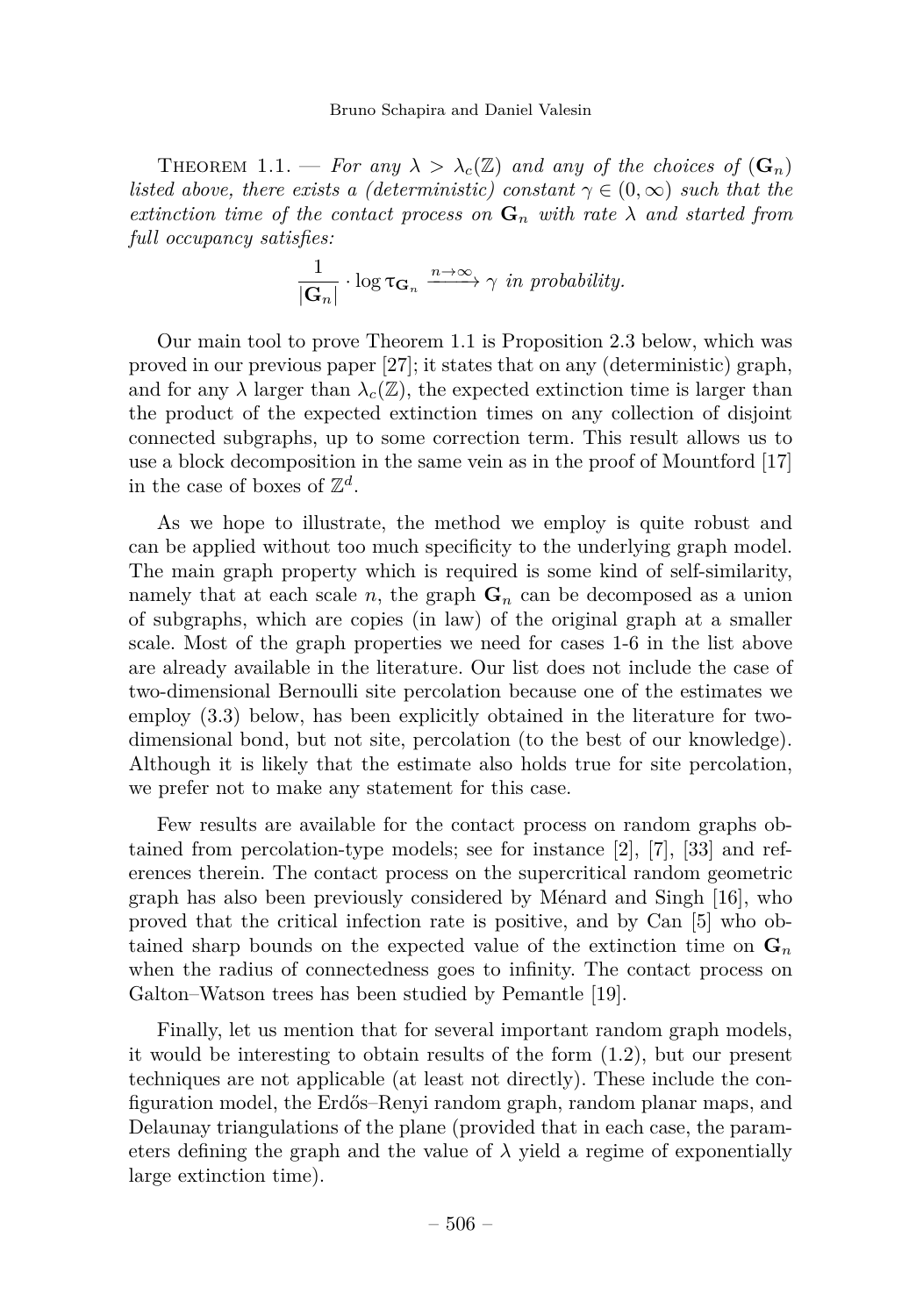THEOREM 1.1. — *For any $\lambda > \lambda_c(\mathbb{Z})$ and any of the choices of $(\mathbf{G}_n)$ listed above, there exists a (deterministic) constant $\gamma \in (0, \infty)$ such that the extinction time of the contact process on $\mathbf{G}_n$ with rate $\lambda$ and started from full occupancy satisfies:*

$$\frac{1}{|\mathbf{G}_n|} \cdot \log \tau_{\mathbf{G}_n} \xrightarrow{n \to \infty} \gamma \text{ in probability.}$$

Our main tool to prove Theorem 1.1 is Proposition 2.3 below, which was proved in our previous paper [27]; it states that on any (deterministic) graph, and for any $\lambda$ larger than $\lambda_c(\mathbb{Z})$, the expected extinction time is larger than the product of the expected extinction times on any collection of disjoint connected subgraphs, up to some correction term. This result allows us to use a block decomposition in the same vein as in the proof of Mountford [17] in the case of boxes of $\mathbb{Z}^d$.

As we hope to illustrate, the method we employ is quite robust and can be applied without too much specificity to the underlying graph model. The main graph property which is required is some kind of self-similarity, namely that at each scale $n$, the graph $\mathbf{G}_n$ can be decomposed as a union of subgraphs, which are copies (in law) of the original graph at a smaller scale. Most of the graph properties we need for cases 1-6 in the list above are already available in the literature. Our list does not include the case of two-dimensional Bernoulli site percolation because one of the estimates we employ (3.3) below, has been explicitly obtained in the literature for two-dimensional bond, but not site, percolation (to the best of our knowledge). Although it is likely that the estimate also holds true for site percolation, we prefer not to make any statement for this case.

Few results are available for the contact process on random graphs obtained from percolation-type models; see for instance [2], [7], [33] and references therein. The contact process on the supercritical random geometric graph has also been previously considered by Ménard and Singh [16], who proved that the critical infection rate is positive, and by Can [5] who obtained sharp bounds on the expected value of the extinction time on $\mathbf{G}_n$ when the radius of connectedness goes to infinity. The contact process on Galton–Watson trees has been studied by Pemantle [19].

Finally, let us mention that for several important random graph models, it would be interesting to obtain results of the form (1.2), but our present techniques are not applicable (at least not directly). These include the configuration model, the Erdős–Renyi random graph, random planar maps, and Delaunay triangulations of the plane (provided that in each case, the parameters defining the graph and the value of $\lambda$ yield a regime of exponentially large extinction time).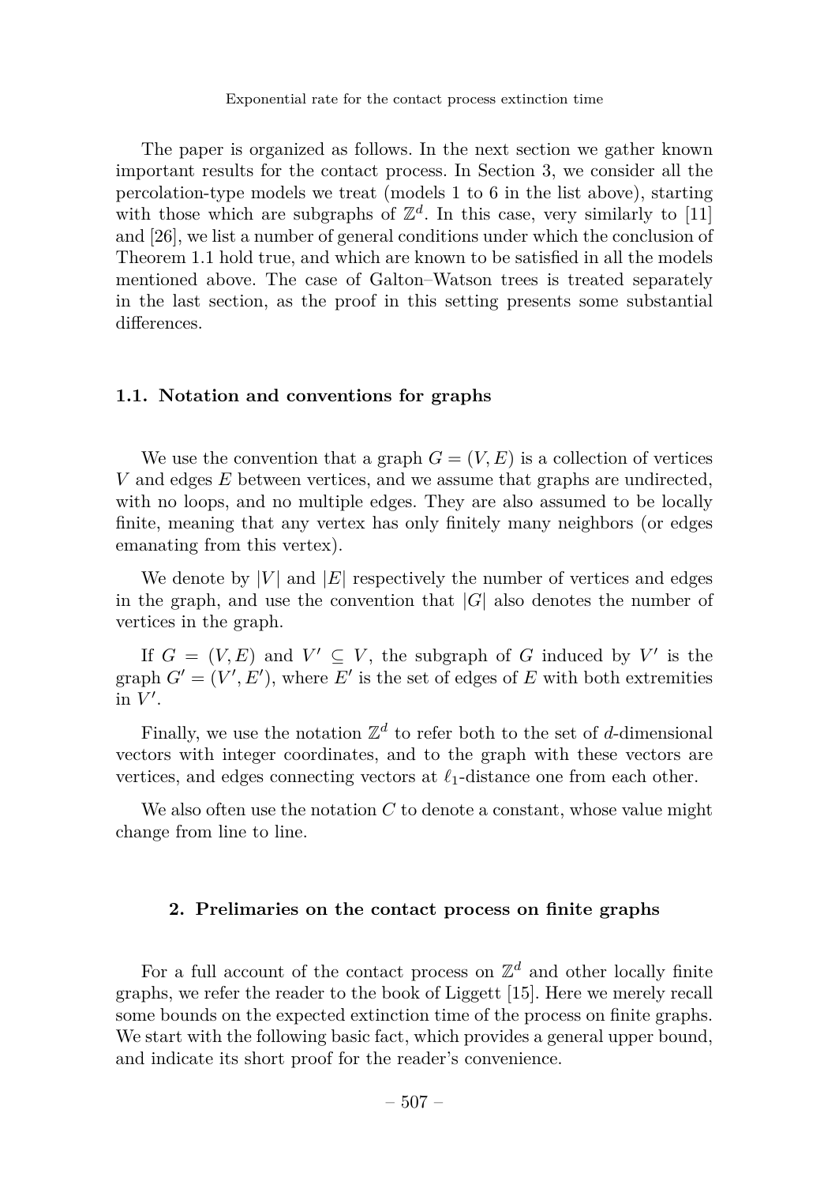The paper is organized as follows. In the next section we gather known important results for the contact process. In Section 3, we consider all the percolation-type models we treat (models 1 to 6 in the list above), starting with those which are subgraphs of $\mathbb{Z}^d$. In this case, very similarly to [11] and [26], we list a number of general conditions under which the conclusion of Theorem 1.1 hold true, and which are known to be satisfied in all the models mentioned above. The case of Galton–Watson trees is treated separately in the last section, as the proof in this setting presents some substantial differences.

### 1.1. Notation and conventions for graphs

We use the convention that a graph $G = (V, E)$ is a collection of vertices $V$ and edges $E$ between vertices, and we assume that graphs are undirected, with no loops, and no multiple edges. They are also assumed to be locally finite, meaning that any vertex has only finitely many neighbors (or edges emanating from this vertex).

We denote by $|V|$ and $|E|$ respectively the number of vertices and edges in the graph, and use the convention that $|G|$ also denotes the number of vertices in the graph.

If $G = (V, E)$ and $V' \subseteq V$, the subgraph of $G$ induced by $V'$ is the graph $G' = (V', E')$, where $E'$ is the set of edges of $E$ with both extremities in $V'$.

Finally, we use the notation $\mathbb{Z}^d$ to refer both to the set of $d$-dimensional vectors with integer coordinates, and to the graph with these vectors are vertices, and edges connecting vectors at $\ell_1$-distance one from each other.

We also often use the notation $C$ to denote a constant, whose value might change from line to line.

## 2. Prelimaries on the contact process on finite graphs

For a full account of the contact process on $\mathbb{Z}^d$ and other locally finite graphs, we refer the reader to the book of Liggett [15]. Here we merely recall some bounds on the expected extinction time of the process on finite graphs. We start with the following basic fact, which provides a general upper bound, and indicate its short proof for the reader's convenience.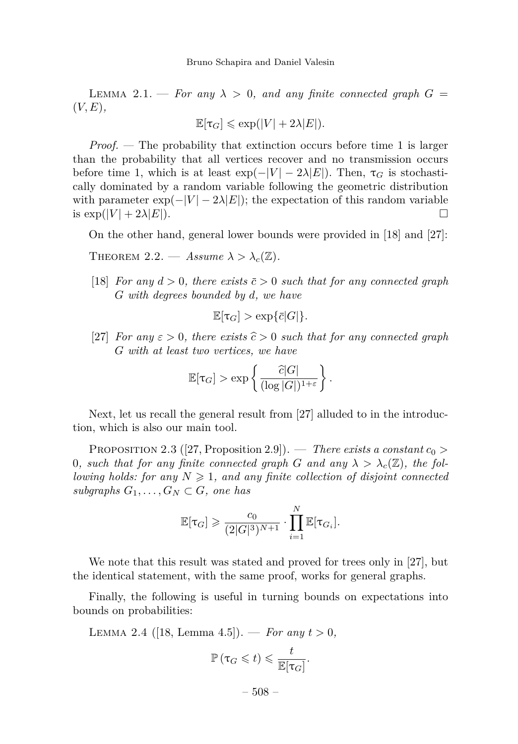Lemma 2.1. — *For any $\lambda > 0$, and any finite connected graph $G = (V, E)$,*

$$\mathbb{E}[\tau_G] \leqslant \exp(|V| + 2\lambda|E|).$$

*Proof.* — The probability that extinction occurs before time 1 is larger than the probability that all vertices recover and no transmission occurs before time 1, which is at least $\exp(-|V| - 2\lambda|E|)$. Then, $\tau_G$ is stochastically dominated by a random variable following the geometric distribution with parameter $\exp(-|V| - 2\lambda|E|)$; the expectation of this random variable is $\exp(|V| + 2\lambda|E|)$. □

On the other hand, general lower bounds were provided in [18] and [27]:

Theorem 2.2. — *Assume $\lambda > \lambda_c(\mathbb{Z})$.*

[18] *For any $d > 0$, there exists $\bar{c} > 0$ such that for any connected graph $G$ with degrees bounded by $d$, we have*

$$\mathbb{E}[\tau_G] > \exp\{\bar{c}|G|\}.$$

[27] *For any $\varepsilon > 0$, there exists $\widehat{c} > 0$ such that for any connected graph $G$ with at least two vertices, we have*

$$\mathbb{E}[\tau_G] > \exp\left\{\frac{\widehat{c}|G|}{(\log|G|)^{1+\varepsilon}}\right\}.$$

Next, let us recall the general result from [27] alluded to in the introduction, which is also our main tool.

Proposition 2.3 ([27, Proposition 2.9]). — *There exists a constant $c_0 > 0$, such that for any finite connected graph $G$ and any $\lambda > \lambda_c(\mathbb{Z})$, the following holds: for any $N \geqslant 1$, and any finite collection of disjoint connected subgraphs $G_1, \ldots, G_N \subset G$, one has*

$$\mathbb{E}[\tau_G] \geqslant \frac{c_0}{(2|G|^3)^{N+1}} \cdot \prod_{i=1}^{N} \mathbb{E}[\tau_{G_i}].$$

We note that this result was stated and proved for trees only in [27], but the identical statement, with the same proof, works for general graphs.

Finally, the following is useful in turning bounds on expectations into bounds on probabilities:

Lemma 2.4 ([18, Lemma 4.5]). — *For any $t > 0$,*

$$\mathbb{P}(\tau_G \leqslant t) \leqslant \frac{t}{\mathbb{E}[\tau_G]}.$$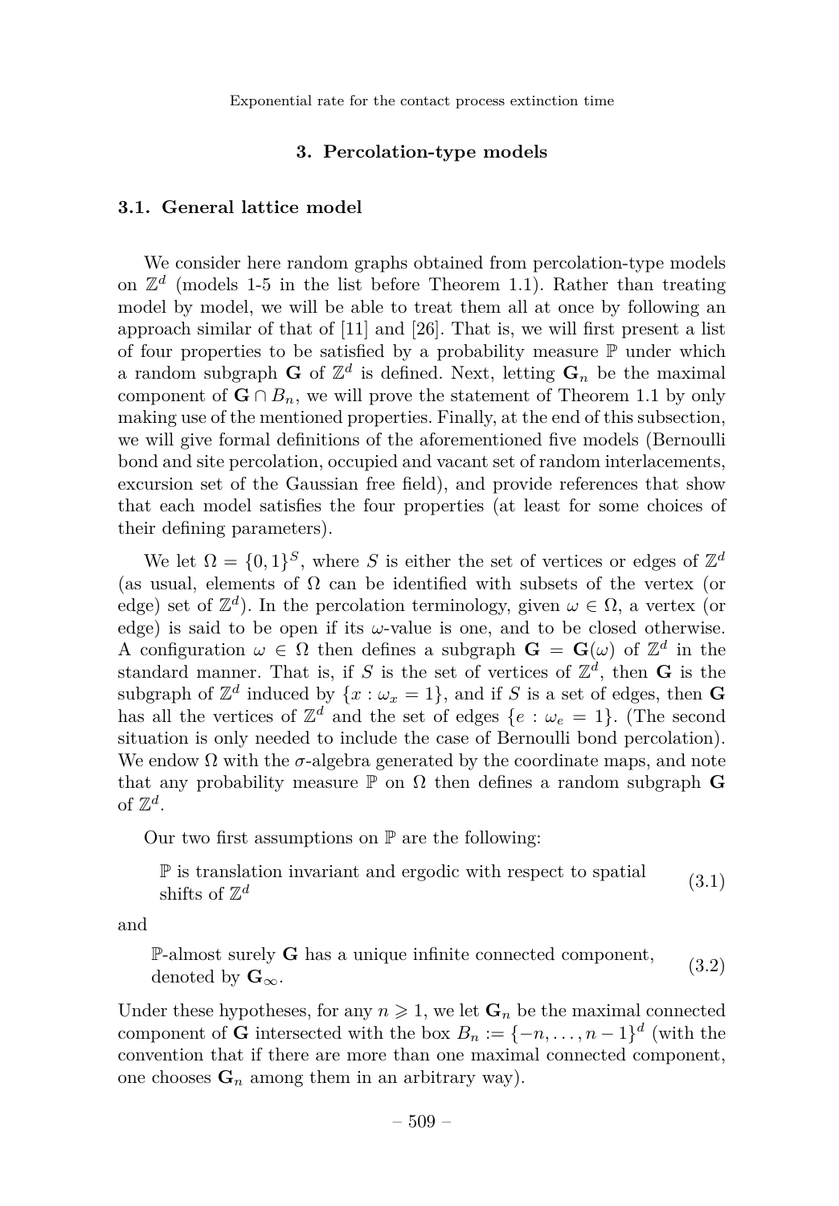## 3. Percolation-type models

### 3.1. General lattice model

We consider here random graphs obtained from percolation-type models on $\mathbb{Z}^d$ (models 1-5 in the list before Theorem 1.1). Rather than treating model by model, we will be able to treat them all at once by following an approach similar of that of [11] and [26]. That is, we will first present a list of four properties to be satisfied by a probability measure $\mathbb{P}$ under which a random subgraph $\mathbf{G}$ of $\mathbb{Z}^d$ is defined. Next, letting $\mathbf{G}_n$ be the maximal component of $\mathbf{G} \cap B_n$, we will prove the statement of Theorem 1.1 by only making use of the mentioned properties. Finally, at the end of this subsection, we will give formal definitions of the aforementioned five models (Bernoulli bond and site percolation, occupied and vacant set of random interlacements, excursion set of the Gaussian free field), and provide references that show that each model satisfies the four properties (at least for some choices of their defining parameters).

We let $\Omega = \{0,1\}^S$, where $S$ is either the set of vertices or edges of $\mathbb{Z}^d$ (as usual, elements of $\Omega$ can be identified with subsets of the vertex (or edge) set of $\mathbb{Z}^d$). In the percolation terminology, given $\omega \in \Omega$, a vertex (or edge) is said to be open if its $\omega$-value is one, and to be closed otherwise. A configuration $\omega \in \Omega$ then defines a subgraph $\mathbf{G} = \mathbf{G}(\omega)$ of $\mathbb{Z}^d$ in the standard manner. That is, if $S$ is the set of vertices of $\mathbb{Z}^d$, then $\mathbf{G}$ is the subgraph of $\mathbb{Z}^d$ induced by $\{x : \omega_x = 1\}$, and if $S$ is a set of edges, then $\mathbf{G}$ has all the vertices of $\mathbb{Z}^d$ and the set of edges $\{e : \omega_e = 1\}$. (The second situation is only needed to include the case of Bernoulli bond percolation). We endow $\Omega$ with the $\sigma$-algebra generated by the coordinate maps, and note that any probability measure $\mathbb{P}$ on $\Omega$ then defines a random subgraph $\mathbf{G}$ of $\mathbb{Z}^d$.

Our two first assumptions on $\mathbb{P}$ are the following:

$$\mathbb{P} \text{ is translation invariant and ergodic with respect to spatial shifts of } \mathbb{Z}^d \tag{3.1}$$

and

$$\mathbb{P}\text{-almost surely } \mathbf{G} \text{ has a unique infinite connected component, denoted by } \mathbf{G}_\infty. \tag{3.2}$$

Under these hypotheses, for any $n \geqslant 1$, we let $\mathbf{G}_n$ be the maximal connected component of $\mathbf{G}$ intersected with the box $B_n := \{-n, \dots, n-1\}^d$ (with the convention that if there are more than one maximal connected component, one chooses $\mathbf{G}_n$ among them in an arbitrary way).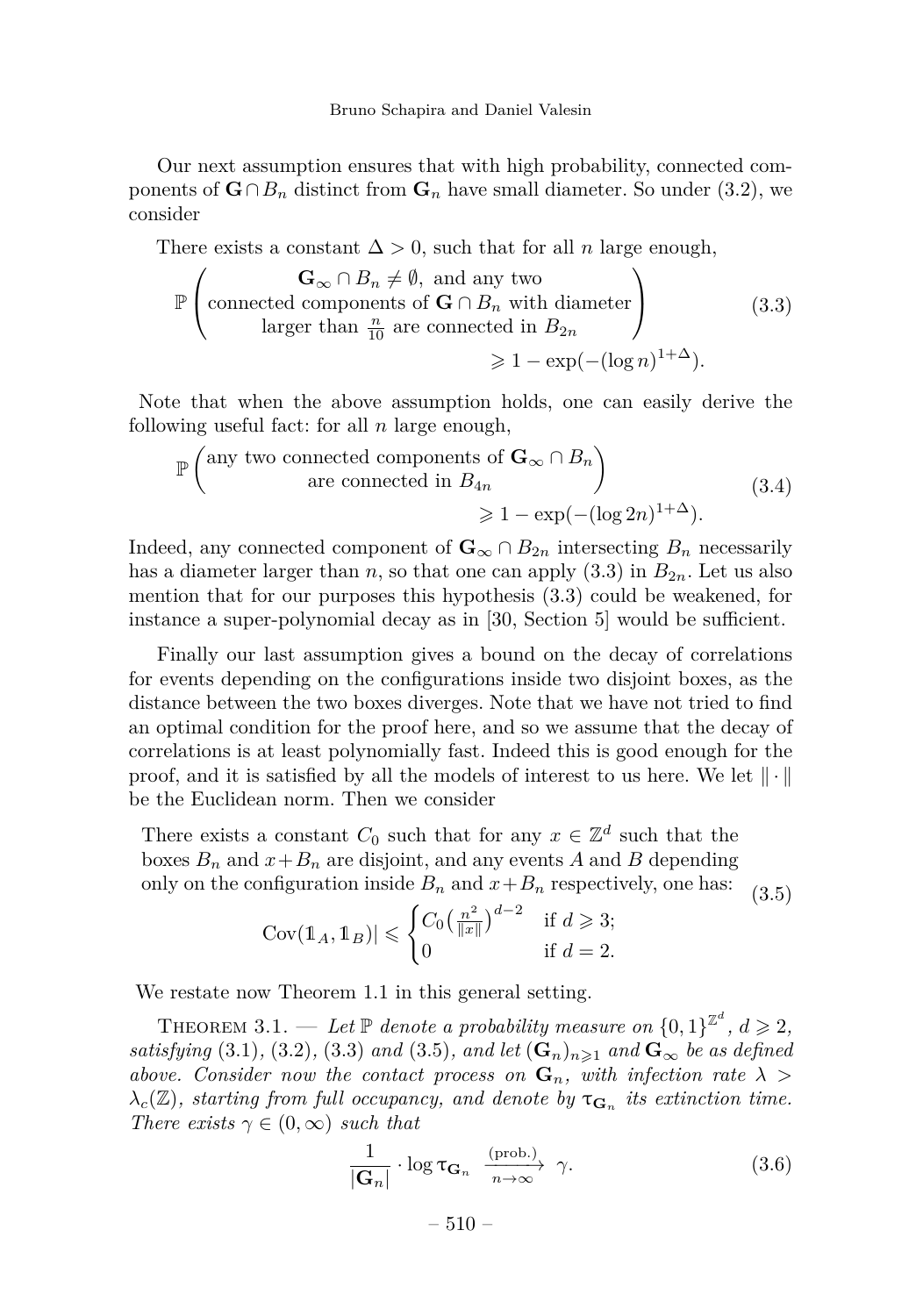Our next assumption ensures that with high probability, connected components of $\mathbf{G} \cap B_n$ distinct from $\mathbf{G}_n$ have small diameter. So under (3.2), we consider

There exists a constant $\Delta > 0$, such that for all $n$ large enough,

$$\mathbb{P}\left( \begin{array}{c} \mathbf{G}_\infty \cap B_n \neq \emptyset, \text{ and any two} \\ \text{connected components of } \mathbf{G} \cap B_n \text{ with diameter} \\ \text{larger than } \frac{n}{10} \text{ are connected in } B_{2n} \end{array} \right) \geqslant 1 - \exp(-(\log n)^{1+\Delta}). \tag{3.3}$$

Note that when the above assumption holds, one can easily derive the following useful fact: for all $n$ large enough,

$$\mathbb{P}\left( \begin{array}{c} \text{any two connected components of } \mathbf{G}_\infty \cap B_n \\ \text{are connected in } B_{4n} \end{array} \right) \geqslant 1 - \exp(-(\log 2n)^{1+\Delta}). \tag{3.4}$$

Indeed, any connected component of $\mathbf{G}_\infty \cap B_{2n}$ intersecting $B_n$ necessarily has a diameter larger than $n$, so that one can apply (3.3) in $B_{2n}$. Let us also mention that for our purposes this hypothesis (3.3) could be weakened, for instance a super-polynomial decay as in [30, Section 5] would be sufficient.

Finally our last assumption gives a bound on the decay of correlations for events depending on the configurations inside two disjoint boxes, as the distance between the two boxes diverges. Note that we have not tried to find an optimal condition for the proof here, and so we assume that the decay of correlations is at least polynomially fast. Indeed this is good enough for the proof, and it is satisfied by all the models of interest to us here. We let $\|\cdot\|$ be the Euclidean norm. Then we consider

There exists a constant $C_0$ such that for any $x \in \mathbb{Z}^d$ such that the boxes $B_n$ and $x + B_n$ are disjoint, and any events $A$ and $B$ depending only on the configuration inside $B_n$ and $x + B_n$ respectively, one has:

$$\mathrm{Cov}(\mathbb{1}_A, \mathbb{1}_B)| \leqslant \begin{cases} C_0\left(\frac{n^2}{\|x\|}\right)^{d-2} & \text{if } d \geqslant 3; \\ 0 & \text{if } d = 2. \end{cases} \tag{3.5}$$

We restate now Theorem 1.1 in this general setting.

Theorem 3.1. — *Let $\mathbb{P}$ denote a probability measure on $\{0,1\}^{\mathbb{Z}^d}$, $d \geqslant 2$, satisfying (3.1), (3.2), (3.3) and (3.5), and let $(\mathbf{G}_n)_{n \geqslant 1}$ and $\mathbf{G}_\infty$ be as defined above. Consider now the contact process on $\mathbf{G}_n$, with infection rate $\lambda > \lambda_c(\mathbb{Z})$, starting from full occupancy, and denote by $\tau_{\mathbf{G}_n}$ its extinction time. There exists $\gamma \in (0, \infty)$ such that*

$$\frac{1}{|\mathbf{G}_n|} \cdot \log \tau_{\mathbf{G}_n} \xrightarrow[n\to\infty]{\text{(prob.)}} \gamma. \tag{3.6}$$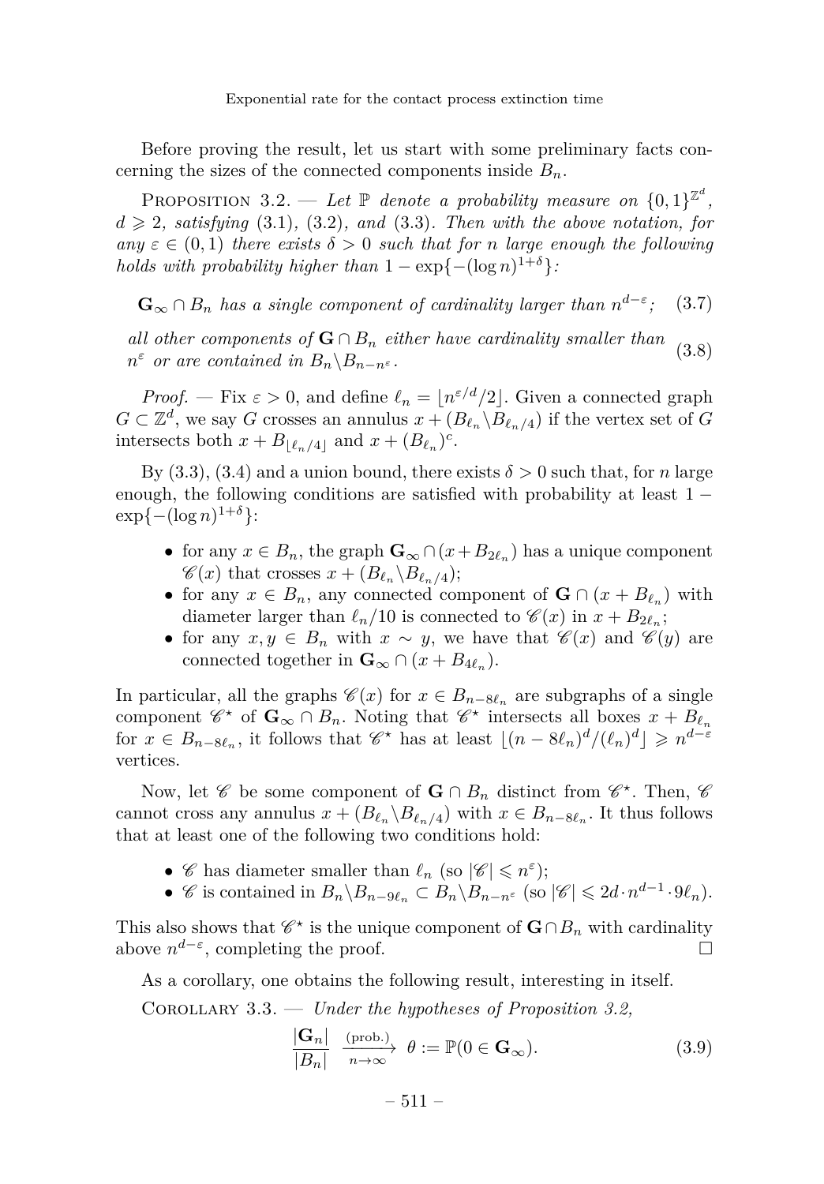Before proving the result, let us start with some preliminary facts concerning the sizes of the connected components inside $B_n$.

Proposition 3.2. — *Let $\mathbb{P}$ denote a probability measure on $\{0,1\}^{\mathbb{Z}^d}$, $d \geqslant 2$, satisfying* (3.1), (3.2)*, and* (3.3)*. Then with the above notation, for any $\varepsilon \in (0,1)$ there exists $\delta > 0$ such that for $n$ large enough the following holds with probability higher than $1 - \exp\{-(\log n)^{1+\delta}\}$:*

$$\mathbf{G}_\infty \cap B_n \text{ has a single component of cardinality larger than } n^{d-\varepsilon}; \tag{3.7}$$

$$\text{all other components of } \mathbf{G} \cap B_n \text{ either have cardinality smaller than } n^{\varepsilon} \text{ or are contained in } B_n \backslash B_{n-n^\varepsilon}. \tag{3.8}$$

*Proof.* — Fix $\varepsilon > 0$, and define $\ell_n = \lfloor n^{\varepsilon/d}/2 \rfloor$. Given a connected graph $G \subset \mathbb{Z}^d$, we say $G$ crosses an annulus $x + (B_{\ell_n} \backslash B_{\ell_n/4})$ if the vertex set of $G$ intersects both $x + B_{\lfloor \ell_n/4 \rfloor}$ and $x + (B_{\ell_n})^c$.

By (3.3), (3.4) and a union bound, there exists $\delta > 0$ such that, for $n$ large enough, the following conditions are satisfied with probability at least $1 - \exp\{-(\log n)^{1+\delta}\}$:

- for any $x \in B_n$, the graph $\mathbf{G}_\infty \cap (x + B_{2\ell_n})$ has a unique component $\mathscr{C}(x)$ that crosses $x + (B_{\ell_n} \backslash B_{\ell_n/4})$;
- for any $x \in B_n$, any connected component of $\mathbf{G} \cap (x + B_{\ell_n})$ with diameter larger than $\ell_n/10$ is connected to $\mathscr{C}(x)$ in $x + B_{2\ell_n}$;
- for any $x, y \in B_n$ with $x \sim y$, we have that $\mathscr{C}(x)$ and $\mathscr{C}(y)$ are connected together in $\mathbf{G}_\infty \cap (x + B_{4\ell_n})$.

In particular, all the graphs $\mathscr{C}(x)$ for $x \in B_{n-8\ell_n}$ are subgraphs of a single component $\mathscr{C}^\star$ of $\mathbf{G}_\infty \cap B_n$. Noting that $\mathscr{C}^\star$ intersects all boxes $x + B_{\ell_n}$ for $x \in B_{n-8\ell_n}$, it follows that $\mathscr{C}^\star$ has at least $\lfloor (n - 8\ell_n)^d / (\ell_n)^d \rfloor \geqslant n^{d-\varepsilon}$ vertices.

Now, let $\mathscr{C}$ be some component of $\mathbf{G} \cap B_n$ distinct from $\mathscr{C}^\star$. Then, $\mathscr{C}$ cannot cross any annulus $x + (B_{\ell_n} \backslash B_{\ell_n/4})$ with $x \in B_{n-8\ell_n}$. It thus follows that at least one of the following two conditions hold:

- $\mathscr{C}$ has diameter smaller than $\ell_n$ (so $|\mathscr{C}| \leqslant n^\varepsilon$);
- $\mathscr{C}$ is contained in $B_n \backslash B_{n-9\ell_n} \subset B_n \backslash B_{n-n^\varepsilon}$ (so $|\mathscr{C}| \leqslant 2d \cdot n^{d-1} \cdot 9\ell_n$).

This also shows that $\mathscr{C}^\star$ is the unique component of $\mathbf{G} \cap B_n$ with cardinality above $n^{d-\varepsilon}$, completing the proof. $\square$

As a corollary, one obtains the following result, interesting in itself.

Corollary 3.3. — *Under the hypotheses of Proposition 3.2,*

$$\frac{|\mathbf{G}_n|}{|B_n|} \xrightarrow[n\to\infty]{\text{(prob.)}} \theta := \mathbb{P}(0 \in \mathbf{G}_\infty). \tag{3.9}$$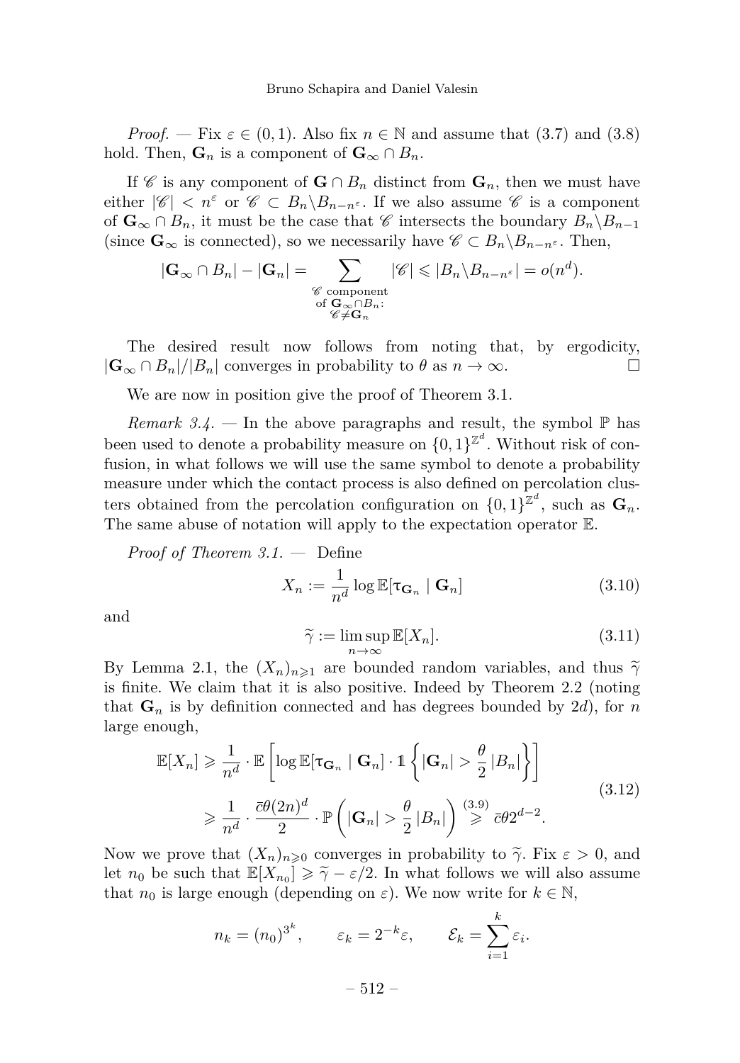*Proof.* — Fix $\varepsilon \in (0,1)$. Also fix $n \in \mathbb{N}$ and assume that (3.7) and (3.8) hold. Then, $\mathbf{G}_n$ is a component of $\mathbf{G}_\infty \cap B_n$.

If $\mathscr{C}$ is any component of $\mathbf{G} \cap B_n$ distinct from $\mathbf{G}_n$, then we must have either $|\mathscr{C}| < n^\varepsilon$ or $\mathscr{C} \subset B_n \backslash B_{n-n^\varepsilon}$. If we also assume $\mathscr{C}$ is a component of $\mathbf{G}_\infty \cap B_n$, it must be the case that $\mathscr{C}$ intersects the boundary $B_n \backslash B_{n-1}$ (since $\mathbf{G}_\infty$ is connected), so we necessarily have $\mathscr{C} \subset B_n \backslash B_{n-n^\varepsilon}$. Then,

$$|\mathbf{G}_\infty \cap B_n| - |\mathbf{G}_n| = \sum_{\substack{\mathscr{C} \text{ component} \\ \text{of } \mathbf{G}_\infty \cap B_n: \\ \mathscr{C} \neq \mathbf{G}_n}} |\mathscr{C}| \leqslant |B_n \backslash B_{n-n^\varepsilon}| = o(n^d).$$

The desired result now follows from noting that, by ergodicity, $|\mathbf{G}_\infty \cap B_n|/|B_n|$ converges in probability to $\theta$ as $n \to \infty$. $\square$

We are now in position give the proof of Theorem 3.1.

*Remark 3.4.* — In the above paragraphs and result, the symbol $\mathbb{P}$ has been used to denote a probability measure on $\{0,1\}^{\mathbb{Z}^d}$. Without risk of confusion, in what follows we will use the same symbol to denote a probability measure under which the contact process is also defined on percolation clusters obtained from the percolation configuration on $\{0,1\}^{\mathbb{Z}^d}$, such as $\mathbf{G}_n$. The same abuse of notation will apply to the expectation operator $\mathbb{E}$.

*Proof of Theorem 3.1.* — Define

$$X_n := \frac{1}{n^d} \log \mathbb{E}[\tau_{\mathbf{G}_n} \mid \mathbf{G}_n] \tag{3.10}$$

and

$$\widetilde{\gamma} := \limsup_{n\to\infty} \mathbb{E}[X_n]. \tag{3.11}$$

By Lemma 2.1, the $(X_n)_{n \geqslant 1}$ are bounded random variables, and thus $\widetilde{\gamma}$ is finite. We claim that it is also positive. Indeed by Theorem 2.2 (noting that $\mathbf{G}_n$ is by definition connected and has degrees bounded by $2d$), for $n$ large enough,

$$\begin{aligned} \mathbb{E}[X_n] &\geqslant \frac{1}{n^d} \cdot \mathbb{E}\left[\log \mathbb{E}[\tau_{\mathbf{G}_n} \mid \mathbf{G}_n] \cdot \mathbb{1}\left\{|\mathbf{G}_n| > \frac{\theta}{2}|B_n|\right\}\right] \\ &\geqslant \frac{1}{n^d} \cdot \frac{\bar{c}\theta(2n)^d}{2} \cdot \mathbb{P}\left(|\mathbf{G}_n| > \frac{\theta}{2}|B_n|\right) \overset{(3.9)}{\geqslant} \bar{c}\theta 2^{d-2}. \end{aligned} \tag{3.12}$$

Now we prove that $(X_n)_{n \geqslant 0}$ converges in probability to $\widetilde{\gamma}$. Fix $\varepsilon > 0$, and let $n_0$ be such that $\mathbb{E}[X_{n_0}] \geqslant \widetilde{\gamma} - \varepsilon/2$. In what follows we will also assume that $n_0$ is large enough (depending on $\varepsilon$). We now write for $k \in \mathbb{N}$,

$$n_k = (n_0)^{3^k}, \qquad \varepsilon_k = 2^{-k}\varepsilon, \qquad \mathcal{E}_k = \sum_{i=1}^{k} \varepsilon_i.$$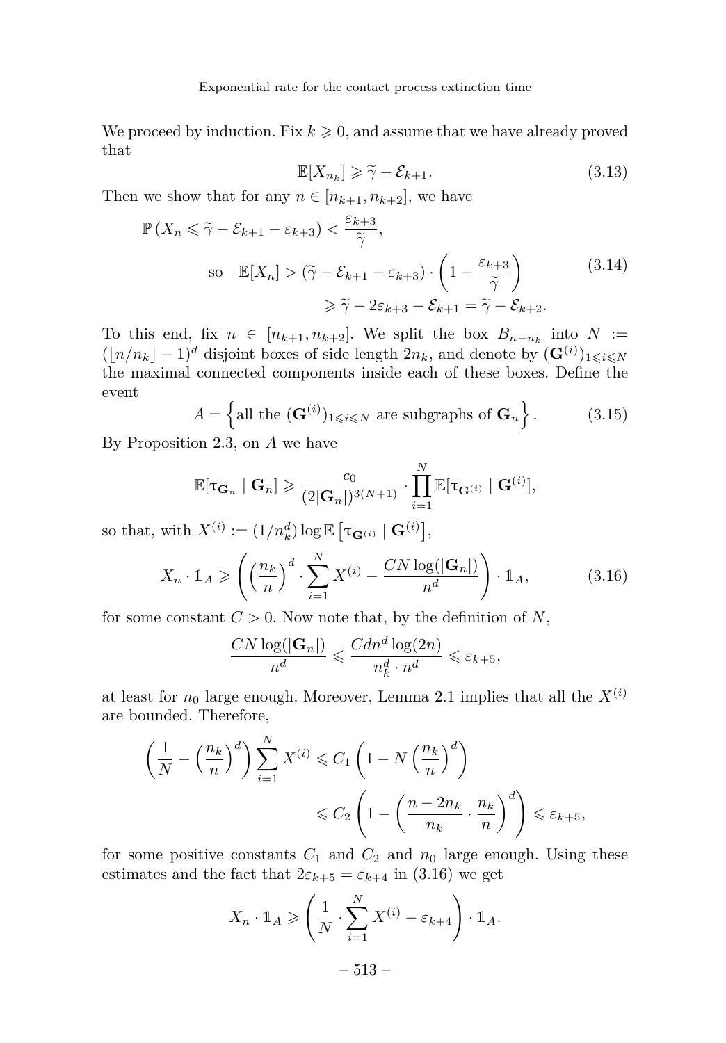We proceed by induction. Fix $k \geqslant 0$, and assume that we have already proved that

$$\mathbb{E}[X_{n_k}] \geqslant \widetilde{\gamma} - \mathcal{E}_{k+1}. \tag{3.13}$$

Then we show that for any $n \in [n_{k+1}, n_{k+2}]$, we have

$$\begin{aligned}
\mathbb{P}\left(X_n \leqslant \widetilde{\gamma} - \mathcal{E}_{k+1} - \varepsilon_{k+3}\right) &< \frac{\varepsilon_{k+3}}{\widetilde{\gamma}}, \\
\text{so} \quad \mathbb{E}[X_n] &> (\widetilde{\gamma} - \mathcal{E}_{k+1} - \varepsilon_{k+3}) \cdot \left(1 - \frac{\varepsilon_{k+3}}{\widetilde{\gamma}}\right) \\
&\geqslant \widetilde{\gamma} - 2\varepsilon_{k+3} - \mathcal{E}_{k+1} = \widetilde{\gamma} - \mathcal{E}_{k+2}.
\end{aligned} \tag{3.14}$$

To this end, fix $n \in [n_{k+1}, n_{k+2}]$. We split the box $B_{n-n_k}$ into $N := (\lfloor n/n_k \rfloor - 1)^d$ disjoint boxes of side length $2n_k$, and denote by $(\mathbf{G}^{(i)})_{1 \leqslant i \leqslant N}$ the maximal connected components inside each of these boxes. Define the event

$$A = \left\{ \text{all the } (\mathbf{G}^{(i)})_{1 \leqslant i \leqslant N} \text{ are subgraphs of } \mathbf{G}_n \right\}. \tag{3.15}$$

By Proposition 2.3, on $A$ we have

$$\mathbb{E}[\tau_{\mathbf{G}_n} \mid \mathbf{G}_n] \geqslant \frac{c_0}{(2|\mathbf{G}_n|)^{3(N+1)}} \cdot \prod_{i=1}^{N} \mathbb{E}[\tau_{\mathbf{G}^{(i)}} \mid \mathbf{G}^{(i)}],$$

so that, with $X^{(i)} := (1/n_k^d) \log \mathbb{E}\left[\tau_{\mathbf{G}^{(i)}} \mid \mathbf{G}^{(i)}\right]$,

$$X_n \cdot \mathbb{1}_A \geqslant \left( \left(\frac{n_k}{n}\right)^d \cdot \sum_{i=1}^{N} X^{(i)} - \frac{CN \log(|\mathbf{G}_n|)}{n^d} \right) \cdot \mathbb{1}_A, \tag{3.16}$$

for some constant $C > 0$. Now note that, by the definition of $N$,

$$\frac{CN \log(|\mathbf{G}_n|)}{n^d} \leqslant \frac{Cdn^d \log(2n)}{n_k^d \cdot n^d} \leqslant \varepsilon_{k+5},$$

at least for $n_0$ large enough. Moreover, Lemma 2.1 implies that all the $X^{(i)}$ are bounded. Therefore,

$$\begin{aligned}
\left(\frac{1}{N} - \left(\frac{n_k}{n}\right)^d\right) \sum_{i=1}^{N} X^{(i)} &\leqslant C_1 \left(1 - N\left(\frac{n_k}{n}\right)^d\right) \\
&\leqslant C_2 \left(1 - \left(\frac{n - 2n_k}{n_k} \cdot \frac{n_k}{n}\right)^d\right) \leqslant \varepsilon_{k+5},
\end{aligned}$$

for some positive constants $C_1$ and $C_2$ and $n_0$ large enough. Using these estimates and the fact that $2\varepsilon_{k+5} = \varepsilon_{k+4}$ in (3.16) we get

$$X_n \cdot \mathbb{1}_A \geqslant \left(\frac{1}{N} \cdot \sum_{i=1}^{N} X^{(i)} - \varepsilon_{k+4}\right) \cdot \mathbb{1}_A.$$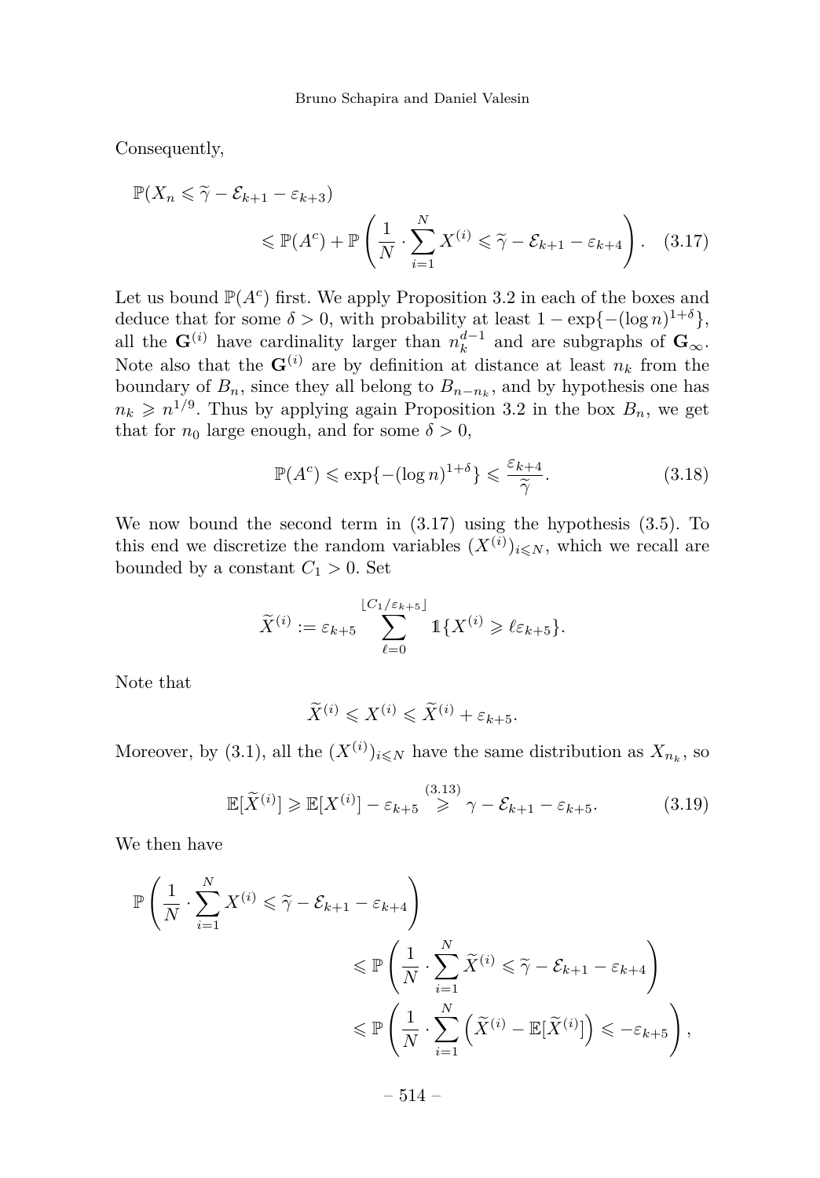Consequently,

$$\mathbb{P}(X_n \leqslant \widetilde{\gamma} - \mathcal{E}_{k+1} - \varepsilon_{k+3}) \leqslant \mathbb{P}(A^c) + \mathbb{P}\left(\frac{1}{N} \cdot \sum_{i=1}^{N} X^{(i)} \leqslant \widetilde{\gamma} - \mathcal{E}_{k+1} - \varepsilon_{k+4}\right). \quad (3.17)$$

Let us bound $\mathbb{P}(A^c)$ first. We apply Proposition 3.2 in each of the boxes and deduce that for some $\delta > 0$, with probability at least $1 - \exp\{-(\log n)^{1+\delta}\}$, all the $\mathbf{G}^{(i)}$ have cardinality larger than $n_k^{d-1}$ and are subgraphs of $\mathbf{G}_\infty$. Note also that the $\mathbf{G}^{(i)}$ are by definition at distance at least $n_k$ from the boundary of $B_n$, since they all belong to $B_{n-n_k}$, and by hypothesis one has $n_k \geqslant n^{1/9}$. Thus by applying again Proposition 3.2 in the box $B_n$, we get that for $n_0$ large enough, and for some $\delta > 0$,

$$\mathbb{P}(A^c) \leqslant \exp\{-(\log n)^{1+\delta}\} \leqslant \frac{\varepsilon_{k+4}}{\widetilde{\gamma}}. \quad (3.18)$$

We now bound the second term in (3.17) using the hypothesis (3.5). To this end we discretize the random variables $(X^{(i)})_{i \leqslant N}$, which we recall are bounded by a constant $C_1 > 0$. Set

$$\widetilde{X}^{(i)} := \varepsilon_{k+5} \sum_{\ell=0}^{\lfloor C_1/\varepsilon_{k+5} \rfloor} \mathbb{1}\{X^{(i)} \geqslant \ell \varepsilon_{k+5}\}.$$

Note that

$$\widetilde{X}^{(i)} \leqslant X^{(i)} \leqslant \widetilde{X}^{(i)} + \varepsilon_{k+5}.$$

Moreover, by (3.1), all the $(X^{(i)})_{i \leqslant N}$ have the same distribution as $X_{n_k}$, so

$$\mathbb{E}[\widetilde{X}^{(i)}] \geqslant \mathbb{E}[X^{(i)}] - \varepsilon_{k+5} \overset{(3.13)}{\geqslant} \gamma - \mathcal{E}_{k+1} - \varepsilon_{k+5}. \quad (3.19)$$

We then have

$$\begin{aligned}
\mathbb{P}\left(\frac{1}{N} \cdot \sum_{i=1}^{N} X^{(i)} \leqslant \widetilde{\gamma} - \mathcal{E}_{k+1} - \varepsilon_{k+4}\right) &\leqslant \mathbb{P}\left(\frac{1}{N} \cdot \sum_{i=1}^{N} \widetilde{X}^{(i)} \leqslant \widetilde{\gamma} - \mathcal{E}_{k+1} - \varepsilon_{k+4}\right) \\
&\leqslant \mathbb{P}\left(\frac{1}{N} \cdot \sum_{i=1}^{N} \left(\widetilde{X}^{(i)} - \mathbb{E}[\widetilde{X}^{(i)}]\right) \leqslant -\varepsilon_{k+5}\right),
\end{aligned}$$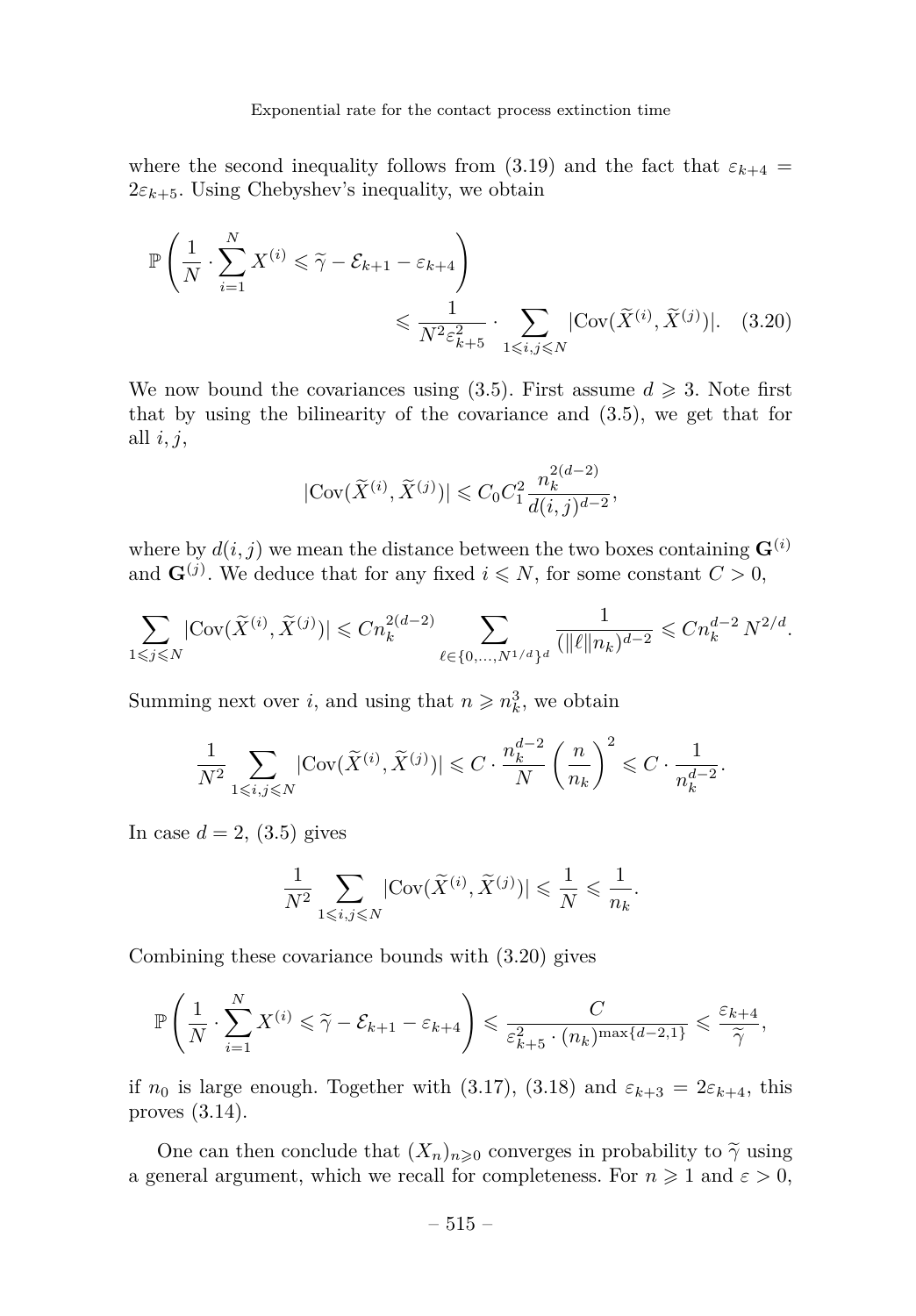where the second inequality follows from (3.19) and the fact that $\varepsilon_{k+4} = 2\varepsilon_{k+5}$. Using Chebyshev's inequality, we obtain

$$\mathbb{P}\left(\frac{1}{N}\cdot\sum_{i=1}^{N} X^{(i)} \leqslant \widetilde{\gamma} - \mathcal{E}_{k+1} - \varepsilon_{k+4}\right) \leqslant \frac{1}{N^2\varepsilon_{k+5}^2}\cdot\sum_{1\leqslant i,j\leqslant N} |\mathrm{Cov}(\widetilde{X}^{(i)},\widetilde{X}^{(j)})|. \quad (3.20)$$

We now bound the covariances using (3.5). First assume $d \geqslant 3$. Note first that by using the bilinearity of the covariance and (3.5), we get that for all $i, j$,

$$|\mathrm{Cov}(\widetilde{X}^{(i)},\widetilde{X}^{(j)})| \leqslant C_0 C_1^2 \frac{n_k^{2(d-2)}}{d(i,j)^{d-2}},$$

where by $d(i,j)$ we mean the distance between the two boxes containing $\mathbf{G}^{(i)}$ and $\mathbf{G}^{(j)}$. We deduce that for any fixed $i \leqslant N$, for some constant $C > 0$,

$$\sum_{1\leqslant j\leqslant N} |\mathrm{Cov}(\widetilde{X}^{(i)},\widetilde{X}^{(j)})| \leqslant C n_k^{2(d-2)} \sum_{\ell\in\{0,\dots,N^{1/d}\}^d} \frac{1}{(\|\ell\| n_k)^{d-2}} \leqslant C n_k^{d-2}\, N^{2/d}.$$

Summing next over $i$, and using that $n \geqslant n_k^3$, we obtain

$$\frac{1}{N^2}\sum_{1\leqslant i,j\leqslant N} |\mathrm{Cov}(\widetilde{X}^{(i)},\widetilde{X}^{(j)})| \leqslant C\cdot\frac{n_k^{d-2}}{N}\left(\frac{n}{n_k}\right)^2 \leqslant C\cdot\frac{1}{n_k^{d-2}}.$$

In case $d = 2$, (3.5) gives

$$\frac{1}{N^2}\sum_{1\leqslant i,j\leqslant N} |\mathrm{Cov}(\widetilde{X}^{(i)},\widetilde{X}^{(j)})| \leqslant \frac{1}{N} \leqslant \frac{1}{n_k}.$$

Combining these covariance bounds with (3.20) gives

$$\mathbb{P}\left(\frac{1}{N}\cdot\sum_{i=1}^{N} X^{(i)} \leqslant \widetilde{\gamma} - \mathcal{E}_{k+1} - \varepsilon_{k+4}\right) \leqslant \frac{C}{\varepsilon_{k+5}^2\cdot(n_k)^{\max\{d-2,1\}}} \leqslant \frac{\varepsilon_{k+4}}{\widetilde{\gamma}},$$

if $n_0$ is large enough. Together with (3.17), (3.18) and $\varepsilon_{k+3} = 2\varepsilon_{k+4}$, this proves (3.14).

One can then conclude that $(X_n)_{n\geqslant 0}$ converges in probability to $\widetilde{\gamma}$ using a general argument, which we recall for completeness. For $n \geqslant 1$ and $\varepsilon > 0$,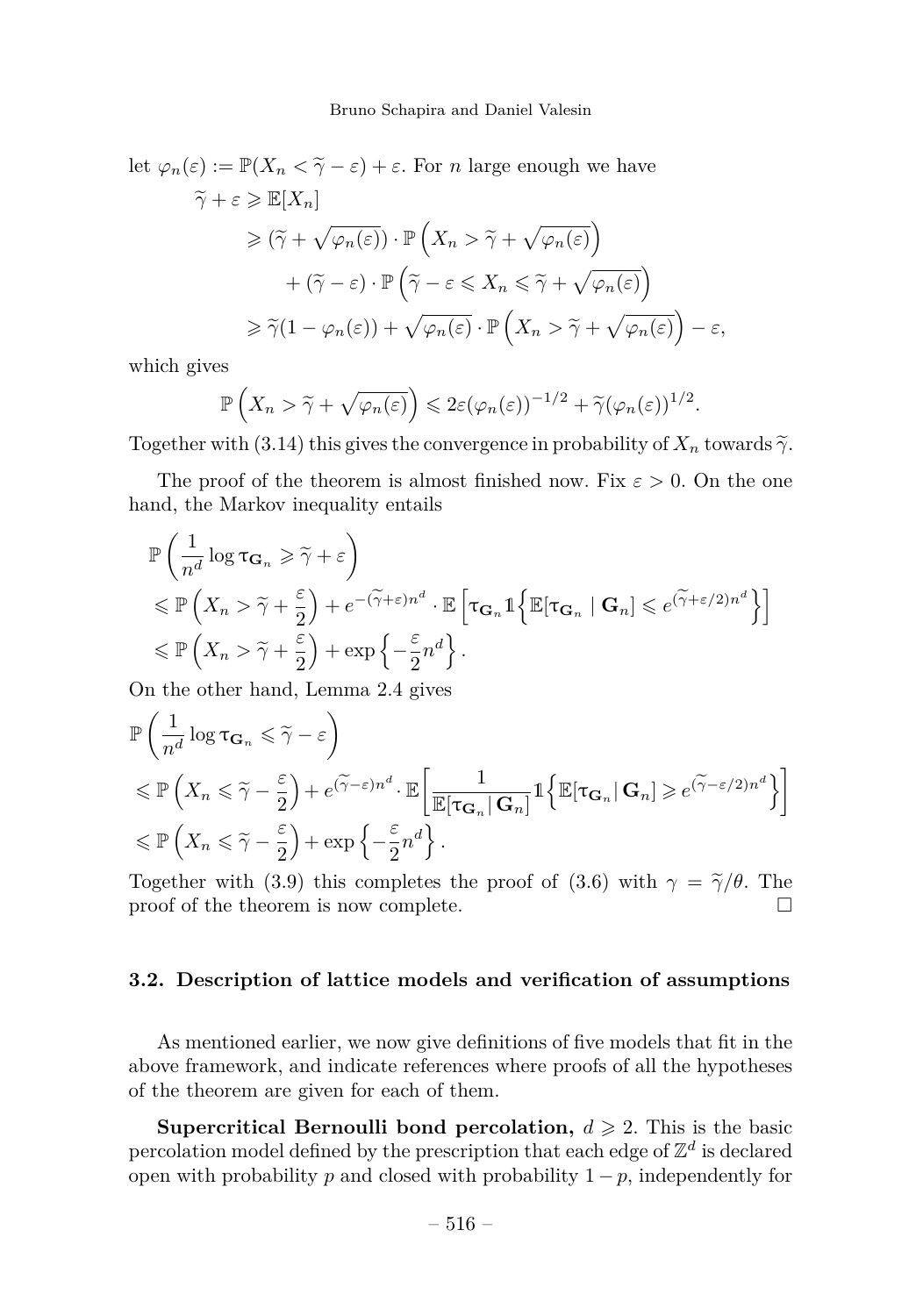let $\varphi_n(\varepsilon) := \mathbb{P}(X_n < \widetilde{\gamma} - \varepsilon) + \varepsilon$. For $n$ large enough we have

$$
\begin{aligned}
\widetilde{\gamma} + \varepsilon &\geqslant \mathbb{E}[X_n] \\
&\geqslant (\widetilde{\gamma} + \sqrt{\varphi_n(\varepsilon)}) \cdot \mathbb{P}\left(X_n > \widetilde{\gamma} + \sqrt{\varphi_n(\varepsilon)}\right) \\
&\qquad + (\widetilde{\gamma} - \varepsilon) \cdot \mathbb{P}\left(\widetilde{\gamma} - \varepsilon \leqslant X_n \leqslant \widetilde{\gamma} + \sqrt{\varphi_n(\varepsilon)}\right) \\
&\geqslant \widetilde{\gamma}(1 - \varphi_n(\varepsilon)) + \sqrt{\varphi_n(\varepsilon)} \cdot \mathbb{P}\left(X_n > \widetilde{\gamma} + \sqrt{\varphi_n(\varepsilon)}\right) - \varepsilon,
\end{aligned}
$$

which gives

$$
\mathbb{P}\left(X_n > \widetilde{\gamma} + \sqrt{\varphi_n(\varepsilon)}\right) \leqslant 2\varepsilon(\varphi_n(\varepsilon))^{-1/2} + \widetilde{\gamma}(\varphi_n(\varepsilon))^{1/2}.
$$

Together with (3.14) this gives the convergence in probability of $X_n$ towards $\widetilde{\gamma}$.

The proof of the theorem is almost finished now. Fix $\varepsilon > 0$. On the one hand, the Markov inequality entails

$$
\begin{aligned}
&\mathbb{P}\left(\frac{1}{n^d} \log \tau_{\mathbf{G}_n} \geqslant \widetilde{\gamma} + \varepsilon\right) \\
&\leqslant \mathbb{P}\left(X_n > \widetilde{\gamma} + \frac{\varepsilon}{2}\right) + e^{-(\widetilde{\gamma}+\varepsilon)n^d} \cdot \mathbb{E}\left[\tau_{\mathbf{G}_n} \mathbb{1}\left\{\mathbb{E}[\tau_{\mathbf{G}_n} \mid \mathbf{G}_n] \leqslant e^{(\widetilde{\gamma}+\varepsilon/2)n^d}\right\}\right] \\
&\leqslant \mathbb{P}\left(X_n > \widetilde{\gamma} + \frac{\varepsilon}{2}\right) + \exp\left\{-\frac{\varepsilon}{2} n^d\right\}.
\end{aligned}
$$

On the other hand, Lemma 2.4 gives

$$
\begin{aligned}
&\mathbb{P}\left(\frac{1}{n^d} \log \tau_{\mathbf{G}_n} \leqslant \widetilde{\gamma} - \varepsilon\right) \\
&\leqslant \mathbb{P}\left(X_n \leqslant \widetilde{\gamma} - \frac{\varepsilon}{2}\right) + e^{(\widetilde{\gamma}-\varepsilon)n^d} \cdot \mathbb{E}\left[\frac{1}{\mathbb{E}[\tau_{\mathbf{G}_n} \mid \mathbf{G}_n]} \mathbb{1}\left\{\mathbb{E}[\tau_{\mathbf{G}_n} \mid \mathbf{G}_n] \geqslant e^{(\widetilde{\gamma}-\varepsilon/2)n^d}\right\}\right] \\
&\leqslant \mathbb{P}\left(X_n \leqslant \widetilde{\gamma} - \frac{\varepsilon}{2}\right) + \exp\left\{-\frac{\varepsilon}{2} n^d\right\}.
\end{aligned}
$$

Together with (3.9) this completes the proof of (3.6) with $\gamma = \widetilde{\gamma}/\theta$. The proof of the theorem is now complete. □

### 3.2. Description of lattice models and verification of assumptions

As mentioned earlier, we now give definitions of five models that fit in the above framework, and indicate references where proofs of all the hypotheses of the theorem are given for each of them.

**Supercritical Bernoulli bond percolation,** $d \geqslant 2$. This is the basic percolation model defined by the prescription that each edge of $\mathbb{Z}^d$ is declared open with probability $p$ and closed with probability $1 - p$, independently for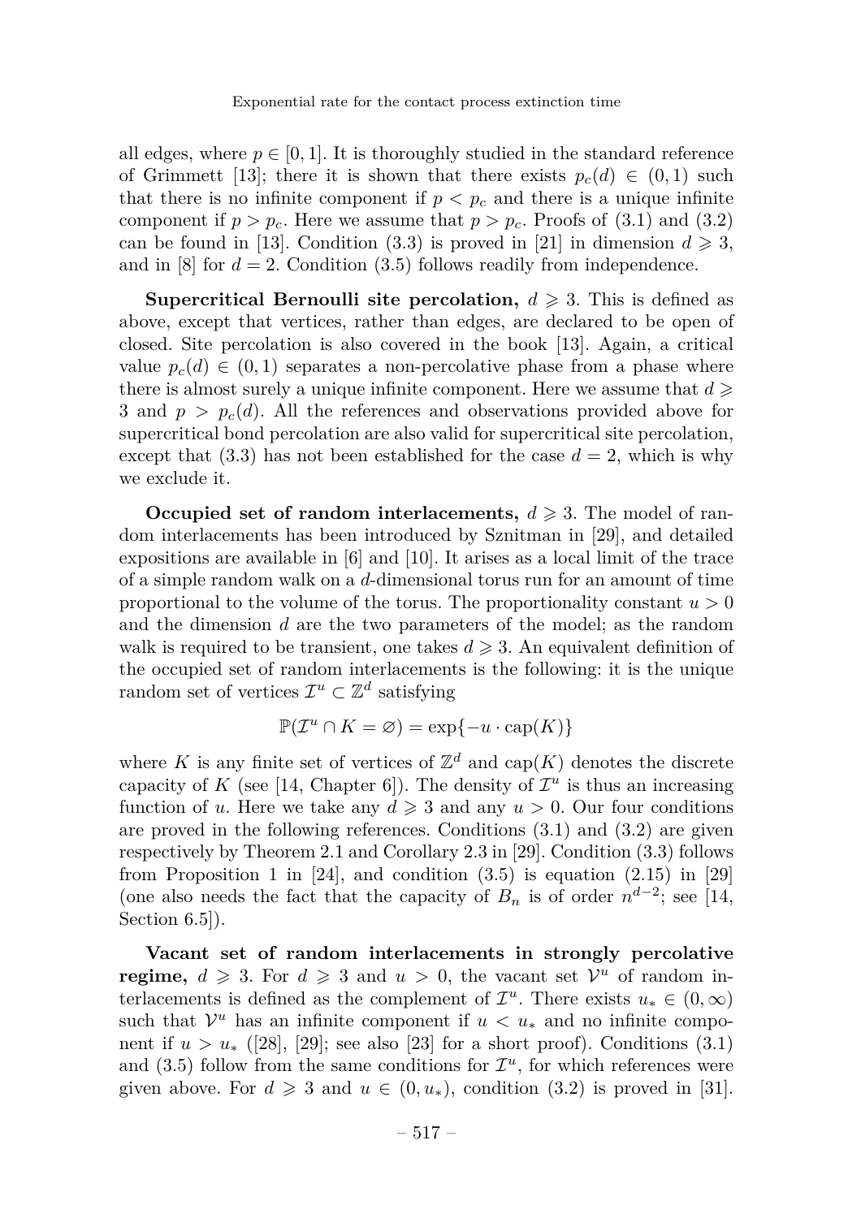all edges, where $p \in [0,1]$. It is thoroughly studied in the standard reference of Grimmett [13]; there it is shown that there exists $p_c(d) \in (0,1)$ such that there is no infinite component if $p < p_c$ and there is a unique infinite component if $p > p_c$. Here we assume that $p > p_c$. Proofs of (3.1) and (3.2) can be found in [13]. Condition (3.3) is proved in [21] in dimension $d \geqslant 3$, and in [8] for $d = 2$. Condition (3.5) follows readily from independence.

**Supercritical Bernoulli site percolation,** $d \geqslant 3$. This is defined as above, except that vertices, rather than edges, are declared to be open of closed. Site percolation is also covered in the book [13]. Again, a critical value $p_c(d) \in (0,1)$ separates a non-percolative phase from a phase where there is almost surely a unique infinite component. Here we assume that $d \geqslant 3$ and $p > p_c(d)$. All the references and observations provided above for supercritical bond percolation are also valid for supercritical site percolation, except that (3.3) has not been established for the case $d = 2$, which is why we exclude it.

**Occupied set of random interlacements,** $d \geqslant 3$. The model of random interlacements has been introduced by Sznitman in [29], and detailed expositions are available in [6] and [10]. It arises as a local limit of the trace of a simple random walk on a $d$-dimensional torus run for an amount of time proportional to the volume of the torus. The proportionality constant $u > 0$ and the dimension $d$ are the two parameters of the model; as the random walk is required to be transient, one takes $d \geqslant 3$. An equivalent definition of the occupied set of random interlacements is the following: it is the unique random set of vertices $\mathcal{I}^u \subset \mathbb{Z}^d$ satisfying

$$\mathbb{P}(\mathcal{I}^u \cap K = \varnothing) = \exp\{-u \cdot \mathrm{cap}(K)\}$$

where $K$ is any finite set of vertices of $\mathbb{Z}^d$ and $\mathrm{cap}(K)$ denotes the discrete capacity of $K$ (see [14, Chapter 6]). The density of $\mathcal{I}^u$ is thus an increasing function of $u$. Here we take any $d \geqslant 3$ and any $u > 0$. Our four conditions are proved in the following references. Conditions (3.1) and (3.2) are given respectively by Theorem 2.1 and Corollary 2.3 in [29]. Condition (3.3) follows from Proposition 1 in [24], and condition (3.5) is equation (2.15) in [29] (one also needs the fact that the capacity of $B_n$ is of order $n^{d-2}$; see [14, Section 6.5]).

**Vacant set of random interlacements in strongly percolative regime,** $d \geqslant 3$. For $d \geqslant 3$ and $u > 0$, the vacant set $\mathcal{V}^u$ of random interlacements is defined as the complement of $\mathcal{I}^u$. There exists $u_* \in (0,\infty)$ such that $\mathcal{V}^u$ has an infinite component if $u < u_*$ and no infinite component if $u > u_*$ ([28], [29]; see also [23] for a short proof). Conditions (3.1) and (3.5) follow from the same conditions for $\mathcal{I}^u$, for which references were given above. For $d \geqslant 3$ and $u \in (0,u_*)$, condition (3.2) is proved in [31].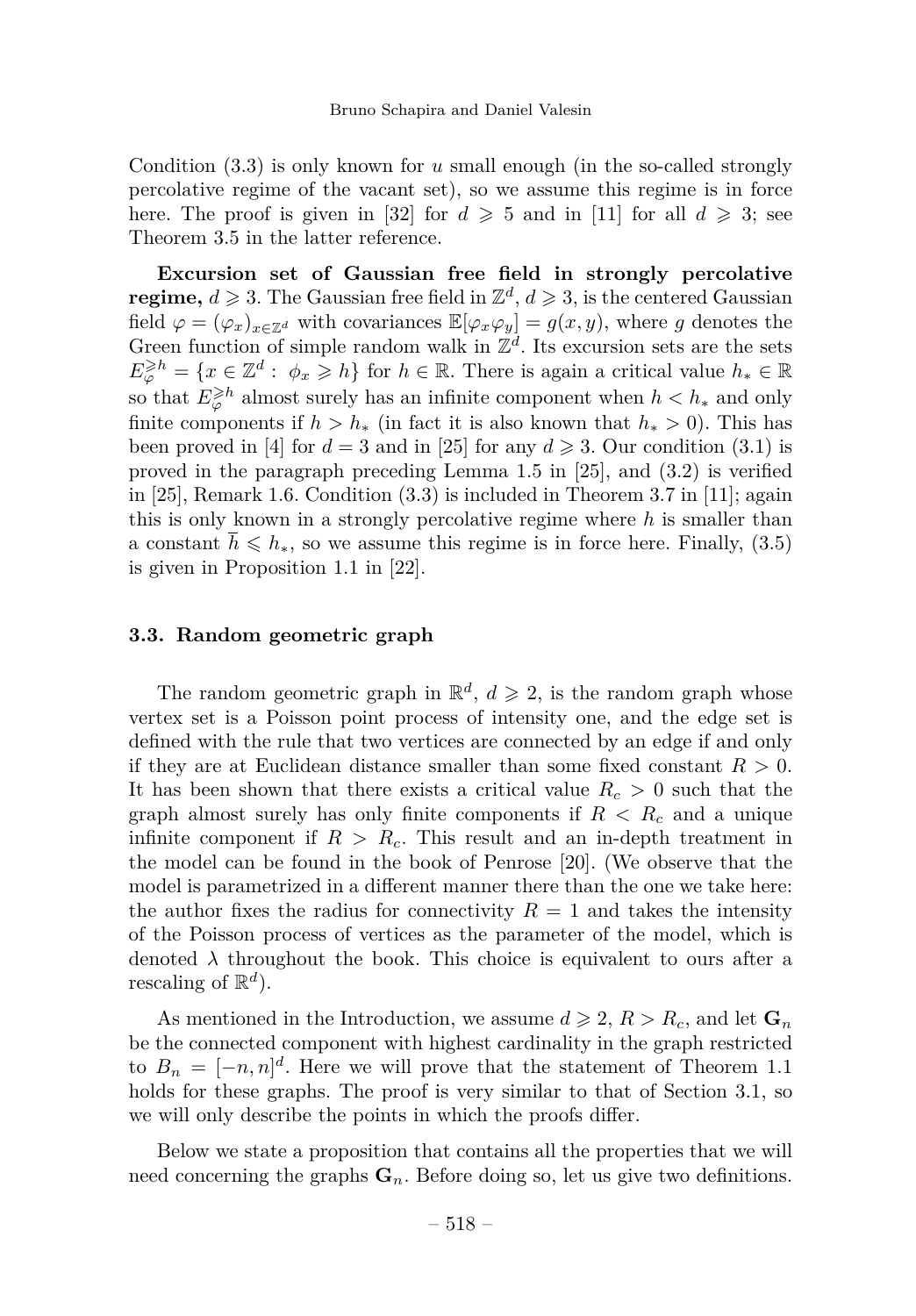Condition (3.3) is only known for $u$ small enough (in the so-called strongly percolative regime of the vacant set), so we assume this regime is in force here. The proof is given in [32] for $d \geqslant 5$ and in [11] for all $d \geqslant 3$; see Theorem 3.5 in the latter reference.

**Excursion set of Gaussian free field in strongly percolative regime,** $d \geqslant 3$. The Gaussian free field in $\mathbb{Z}^d$, $d \geqslant 3$, is the centered Gaussian field $\varphi = (\varphi_x)_{x\in\mathbb{Z}^d}$ with covariances $\mathbb{E}[\varphi_x\varphi_y] = g(x,y)$, where $g$ denotes the Green function of simple random walk in $\mathbb{Z}^d$. Its excursion sets are the sets $E_\varphi^{\geqslant h} = \{x \in \mathbb{Z}^d : \phi_x \geqslant h\}$ for $h \in \mathbb{R}$. There is again a critical value $h_* \in \mathbb{R}$ so that $E_\varphi^{\geqslant h}$ almost surely has an infinite component when $h < h_*$ and only finite components if $h > h_*$ (in fact it is also known that $h_* > 0$). This has been proved in [4] for $d = 3$ and in [25] for any $d \geqslant 3$. Our condition (3.1) is proved in the paragraph preceding Lemma 1.5 in [25], and (3.2) is verified in [25], Remark 1.6. Condition (3.3) is included in Theorem 3.7 in [11]; again this is only known in a strongly percolative regime where $h$ is smaller than a constant $\overline{h} \leqslant h_*$, so we assume this regime is in force here. Finally, (3.5) is given in Proposition 1.1 in [22].

### 3.3. Random geometric graph

The random geometric graph in $\mathbb{R}^d$, $d \geqslant 2$, is the random graph whose vertex set is a Poisson point process of intensity one, and the edge set is defined with the rule that two vertices are connected by an edge if and only if they are at Euclidean distance smaller than some fixed constant $R > 0$. It has been shown that there exists a critical value $R_c > 0$ such that the graph almost surely has only finite components if $R < R_c$ and a unique infinite component if $R > R_c$. This result and an in-depth treatment in the model can be found in the book of Penrose [20]. (We observe that the model is parametrized in a different manner there than the one we take here: the author fixes the radius for connectivity $R = 1$ and takes the intensity of the Poisson process of vertices as the parameter of the model, which is denoted $\lambda$ throughout the book. This choice is equivalent to ours after a rescaling of $\mathbb{R}^d$).

As mentioned in the Introduction, we assume $d \geqslant 2$, $R > R_c$, and let $\mathbf{G}_n$ be the connected component with highest cardinality in the graph restricted to $B_n = [-n,n]^d$. Here we will prove that the statement of Theorem 1.1 holds for these graphs. The proof is very similar to that of Section 3.1, so we will only describe the points in which the proofs differ.

Below we state a proposition that contains all the properties that we will need concerning the graphs $\mathbf{G}_n$. Before doing so, let us give two definitions.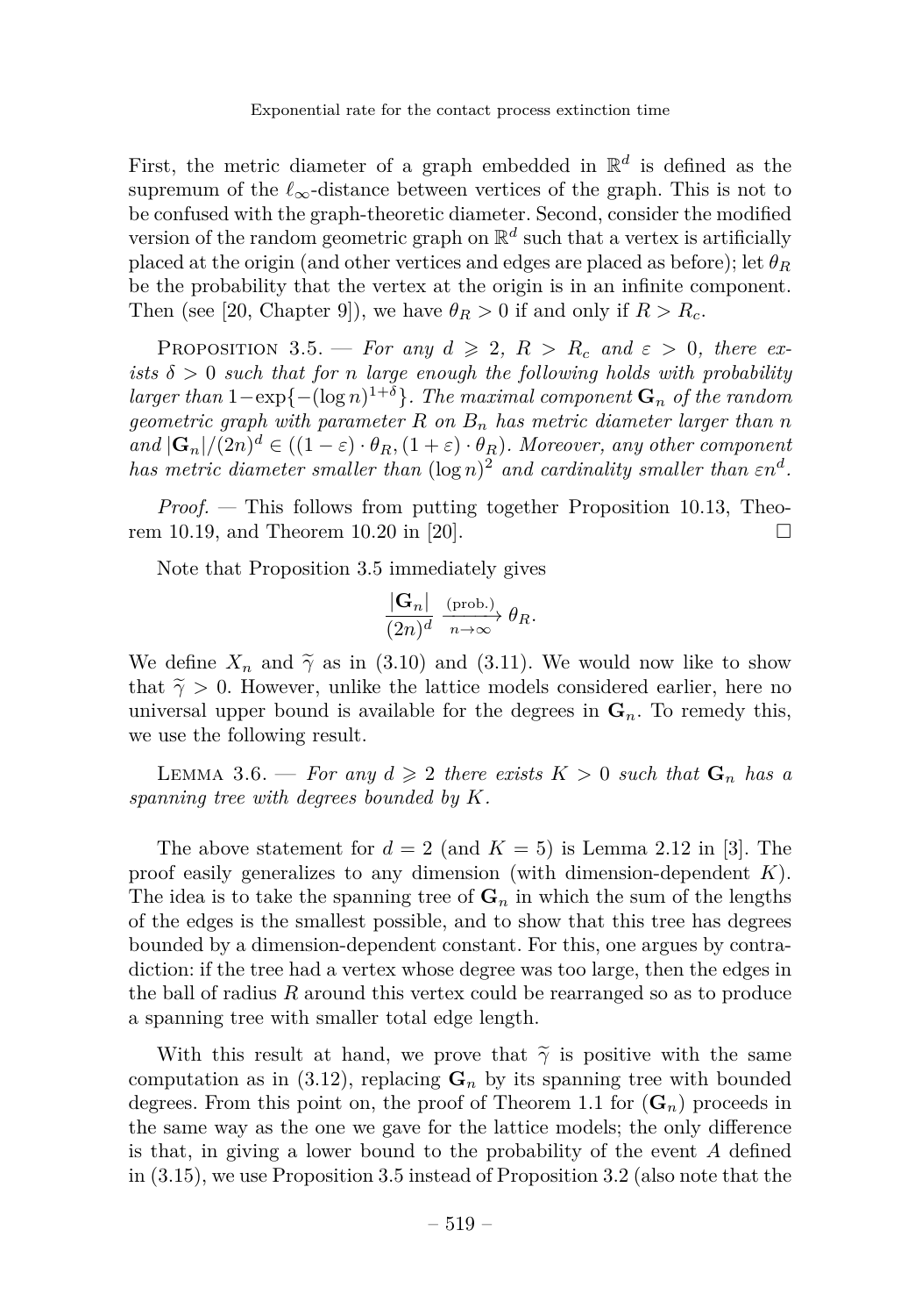First, the metric diameter of a graph embedded in $\mathbb{R}^d$ is defined as the supremum of the $\ell_\infty$-distance between vertices of the graph. This is not to be confused with the graph-theoretic diameter. Second, consider the modified version of the random geometric graph on $\mathbb{R}^d$ such that a vertex is artificially placed at the origin (and other vertices and edges are placed as before); let $\theta_R$ be the probability that the vertex at the origin is in an infinite component. Then (see [20, Chapter 9]), we have $\theta_R > 0$ if and only if $R > R_c$.

Proposition 3.5. — *For any $d \geqslant 2$, $R > R_c$ and $\varepsilon > 0$, there exists $\delta > 0$ such that for $n$ large enough the following holds with probability larger than $1 - \exp\{-(\log n)^{1+\delta}\}$. The maximal component $\mathbf{G}_n$ of the random geometric graph with parameter $R$ on $B_n$ has metric diameter larger than $n$ and $|\mathbf{G}_n|/(2n)^d \in ((1-\varepsilon)\cdot\theta_R, (1+\varepsilon)\cdot\theta_R)$. Moreover, any other component has metric diameter smaller than $(\log n)^2$ and cardinality smaller than $\varepsilon n^d$.*

*Proof.* — This follows from putting together Proposition 10.13, Theorem 10.19, and Theorem 10.20 in [20]. □

Note that Proposition 3.5 immediately gives

$$\frac{|\mathbf{G}_n|}{(2n)^d} \xrightarrow[n\to\infty]{\text{(prob.)}} \theta_R.$$

We define $X_n$ and $\widetilde{\gamma}$ as in (3.10) and (3.11). We would now like to show that $\widetilde{\gamma} > 0$. However, unlike the lattice models considered earlier, here no universal upper bound is available for the degrees in $\mathbf{G}_n$. To remedy this, we use the following result.

Lemma 3.6. — *For any $d \geqslant 2$ there exists $K > 0$ such that $\mathbf{G}_n$ has a spanning tree with degrees bounded by $K$.*

The above statement for $d = 2$ (and $K = 5$) is Lemma 2.12 in [3]. The proof easily generalizes to any dimension (with dimension-dependent $K$). The idea is to take the spanning tree of $\mathbf{G}_n$ in which the sum of the lengths of the edges is the smallest possible, and to show that this tree has degrees bounded by a dimension-dependent constant. For this, one argues by contradiction: if the tree had a vertex whose degree was too large, then the edges in the ball of radius $R$ around this vertex could be rearranged so as to produce a spanning tree with smaller total edge length.

With this result at hand, we prove that $\widetilde{\gamma}$ is positive with the same computation as in (3.12), replacing $\mathbf{G}_n$ by its spanning tree with bounded degrees. From this point on, the proof of Theorem 1.1 for $(\mathbf{G}_n)$ proceeds in the same way as the one we gave for the lattice models; the only difference is that, in giving a lower bound to the probability of the event $A$ defined in (3.15), we use Proposition 3.5 instead of Proposition 3.2 (also note that the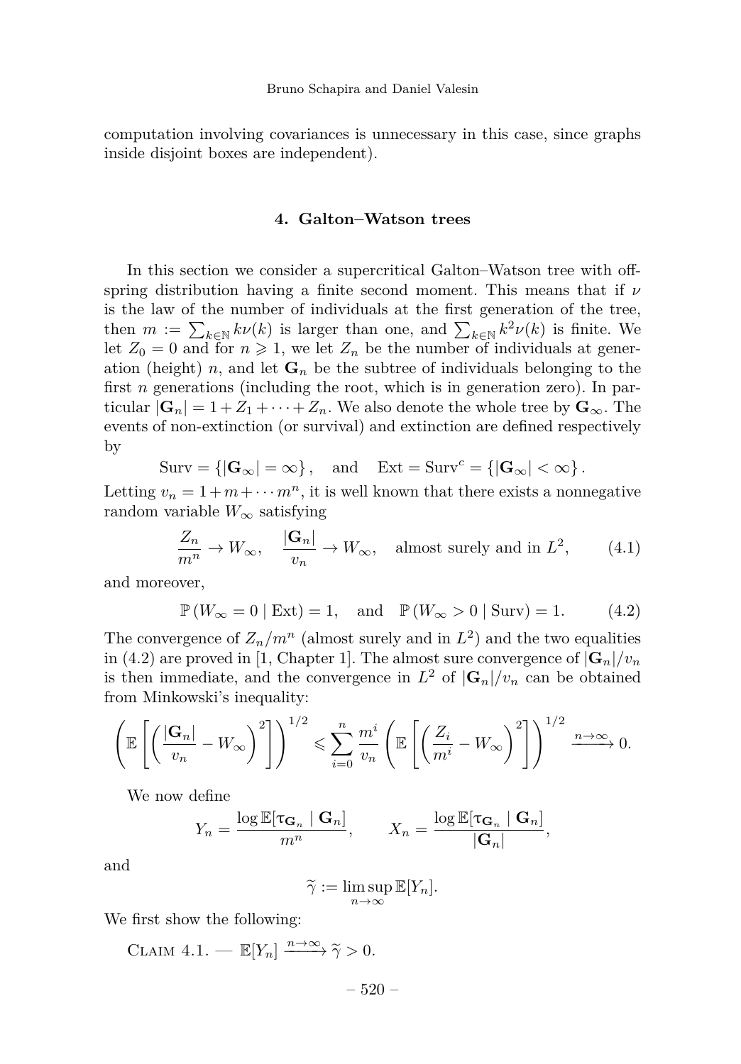computation involving covariances is unnecessary in this case, since graphs inside disjoint boxes are independent).

## 4. Galton–Watson trees

In this section we consider a supercritical Galton–Watson tree with offspring distribution having a finite second moment. This means that if $\nu$ is the law of the number of individuals at the first generation of the tree, then $m := \sum_{k\in\mathbb{N}} k\nu(k)$ is larger than one, and $\sum_{k\in\mathbb{N}} k^2\nu(k)$ is finite. We let $Z_0 = 0$ and for $n \geqslant 1$, we let $Z_n$ be the number of individuals at generation (height) $n$, and let $\mathbf{G}_n$ be the subtree of individuals belonging to the first $n$ generations (including the root, which is in generation zero). In particular $|\mathbf{G}_n| = 1 + Z_1 + \cdots + Z_n$. We also denote the whole tree by $\mathbf{G}_\infty$. The events of non-extinction (or survival) and extinction are defined respectively by

$$\text{Surv} = \{|\mathbf{G}_\infty| = \infty\}, \quad \text{and} \quad \text{Ext} = \text{Surv}^c = \{|\mathbf{G}_\infty| < \infty\}.$$

Letting $v_n = 1 + m + \cdots m^n$, it is well known that there exists a nonnegative random variable $W_\infty$ satisfying

$$\frac{Z_n}{m^n} \to W_\infty, \quad \frac{|\mathbf{G}_n|}{v_n} \to W_\infty, \quad \text{almost surely and in } L^2, \tag{4.1}$$

and moreover,

$$\mathbb{P}(W_\infty = 0 \mid \text{Ext}) = 1, \quad \text{and} \quad \mathbb{P}(W_\infty > 0 \mid \text{Surv}) = 1. \tag{4.2}$$

The convergence of $Z_n/m^n$ (almost surely and in $L^2$) and the two equalities in (4.2) are proved in [1, Chapter 1]. The almost sure convergence of $|\mathbf{G}_n|/v_n$ is then immediate, and the convergence in $L^2$ of $|\mathbf{G}_n|/v_n$ can be obtained from Minkowski's inequality:

$$\left(\mathbb{E}\left[\left(\frac{|\mathbf{G}_n|}{v_n} - W_\infty\right)^2\right]\right)^{1/2} \leqslant \sum_{i=0}^{n} \frac{m^i}{v_n}\left(\mathbb{E}\left[\left(\frac{Z_i}{m^i} - W_\infty\right)^2\right]\right)^{1/2} \xrightarrow{n\to\infty} 0.$$

We now define

$$Y_n = \frac{\log \mathbb{E}[\tau_{\mathbf{G}_n} \mid \mathbf{G}_n]}{m^n}, \qquad X_n = \frac{\log \mathbb{E}[\tau_{\mathbf{G}_n} \mid \mathbf{G}_n]}{|\mathbf{G}_n|},$$

and

$$\widetilde{\gamma} := \limsup_{n\to\infty} \mathbb{E}[Y_n].$$

We first show the following:

Claim 4.1. — $\mathbb{E}[Y_n] \xrightarrow{n\to\infty} \widetilde{\gamma} > 0$.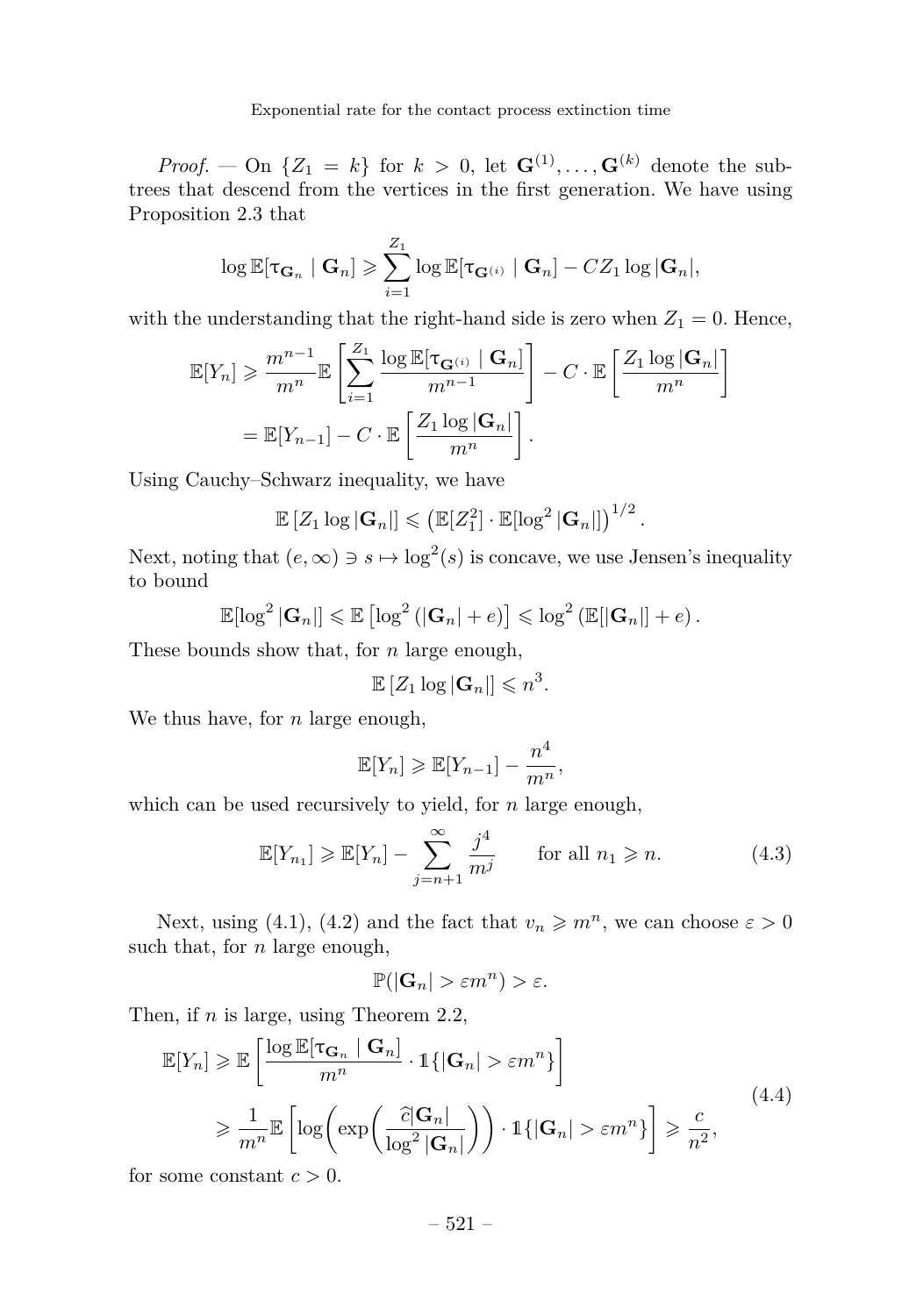*Proof.* — On $\{Z_1 = k\}$ for $k > 0$, let $\mathbf{G}^{(1)}, \dots, \mathbf{G}^{(k)}$ denote the subtrees that descend from the vertices in the first generation. We have using Proposition 2.3 that

$$\log \mathbb{E}[\tau_{\mathbf{G}_n} \mid \mathbf{G}_n] \geqslant \sum_{i=1}^{Z_1} \log \mathbb{E}[\tau_{\mathbf{G}^{(i)}} \mid \mathbf{G}_n] - C Z_1 \log |\mathbf{G}_n|,$$

with the understanding that the right-hand side is zero when $Z_1 = 0$. Hence,

$$\begin{aligned}
\mathbb{E}[Y_n] &\geqslant \frac{m^{n-1}}{m^n} \mathbb{E}\left[\sum_{i=1}^{Z_1} \frac{\log \mathbb{E}[\tau_{\mathbf{G}^{(i)}} \mid \mathbf{G}_n]}{m^{n-1}}\right] - C \cdot \mathbb{E}\left[\frac{Z_1 \log |\mathbf{G}_n|}{m^n}\right] \\
&= \mathbb{E}[Y_{n-1}] - C \cdot \mathbb{E}\left[\frac{Z_1 \log |\mathbf{G}_n|}{m^n}\right].
\end{aligned}$$

Using Cauchy–Schwarz inequality, we have

$$\mathbb{E}\left[Z_1 \log |\mathbf{G}_n|\right] \leqslant \left(\mathbb{E}[Z_1^2] \cdot \mathbb{E}[\log^2 |\mathbf{G}_n|]\right)^{1/2}.$$

Next, noting that $(e, \infty) \ni s \mapsto \log^2(s)$ is concave, we use Jensen's inequality to bound

$$\mathbb{E}[\log^2 |\mathbf{G}_n|] \leqslant \mathbb{E}\left[\log^2\left(|\mathbf{G}_n| + e\right)\right] \leqslant \log^2\left(\mathbb{E}[|\mathbf{G}_n|] + e\right).$$

These bounds show that, for $n$ large enough,

$$\mathbb{E}\left[Z_1 \log |\mathbf{G}_n|\right] \leqslant n^3.$$

We thus have, for $n$ large enough,

$$\mathbb{E}[Y_n] \geqslant \mathbb{E}[Y_{n-1}] - \frac{n^4}{m^n},$$

which can be used recursively to yield, for $n$ large enough,

$$\mathbb{E}[Y_{n_1}] \geqslant \mathbb{E}[Y_n] - \sum_{j=n+1}^{\infty} \frac{j^4}{m^j} \qquad \text{for all } n_1 \geqslant n. \tag{4.3}$$

Next, using (4.1), (4.2) and the fact that $v_n \geqslant m^n$, we can choose $\varepsilon > 0$ such that, for $n$ large enough,

$$\mathbb{P}(|\mathbf{G}_n| > \varepsilon m^n) > \varepsilon.$$

Then, if $n$ is large, using Theorem 2.2,

$$\begin{aligned}
\mathbb{E}[Y_n] &\geqslant \mathbb{E}\left[\frac{\log \mathbb{E}[\tau_{\mathbf{G}_n} \mid \mathbf{G}_n]}{m^n} \cdot \mathbb{1}\{|\mathbf{G}_n| > \varepsilon m^n\}\right] \\
&\geqslant \frac{1}{m^n} \mathbb{E}\left[\log\left(\exp\left(\frac{\widehat{c}|\mathbf{G}_n|}{\log^2 |\mathbf{G}_n|}\right)\right) \cdot \mathbb{1}\{|\mathbf{G}_n| > \varepsilon m^n\}\right] \geqslant \frac{c}{n^2},
\end{aligned} \tag{4.4}$$

for some constant $c > 0$.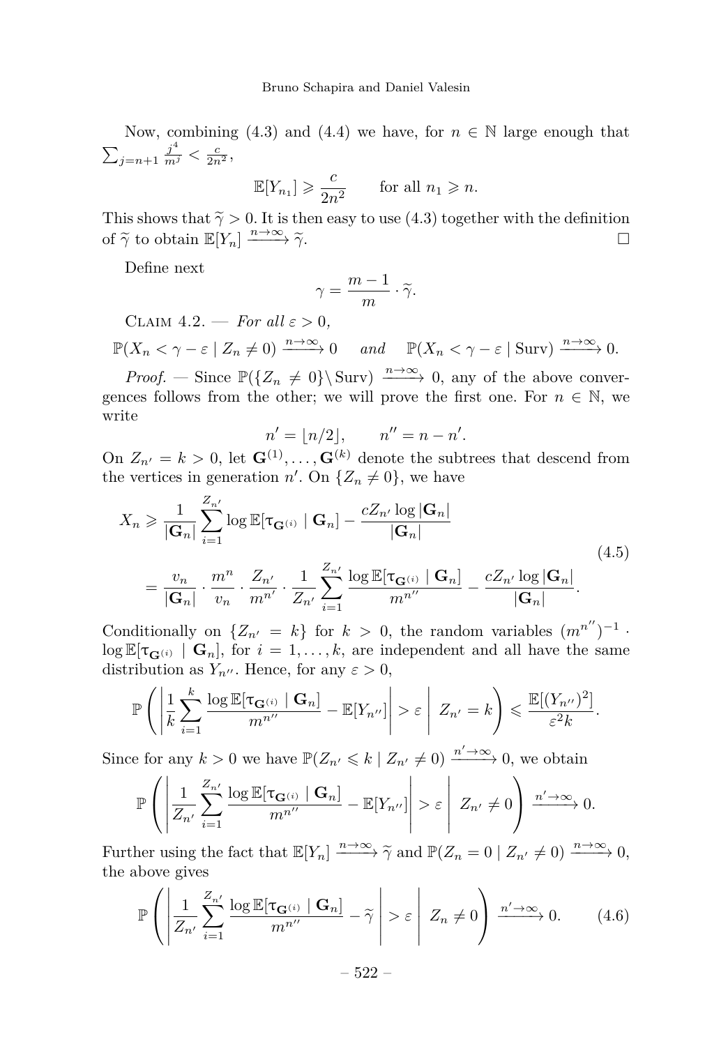Now, combining (4.3) and (4.4) we have, for $n \in \mathbb{N}$ large enough that $\sum_{j=n+1} \frac{j^4}{m^j} < \frac{c}{2n^2}$,

$$\mathbb{E}[Y_{n_1}] \geqslant \frac{c}{2n^2} \qquad \text{for all } n_1 \geqslant n.$$

This shows that $\widetilde{\gamma} > 0$. It is then easy to use (4.3) together with the definition of $\widetilde{\gamma}$ to obtain $\mathbb{E}[Y_n] \xrightarrow{n\to\infty} \widetilde{\gamma}$. □

Define next

$$\gamma = \frac{m-1}{m} \cdot \widetilde{\gamma}.$$

Claim 4.2. — *For all $\varepsilon > 0$,*

$$\mathbb{P}(X_n < \gamma - \varepsilon \mid Z_n \neq 0) \xrightarrow{n\to\infty} 0 \quad \textit{and} \quad \mathbb{P}(X_n < \gamma - \varepsilon \mid \mathrm{Surv}) \xrightarrow{n\to\infty} 0.$$

*Proof.* — Since $\mathbb{P}(\{Z_n \neq 0\} \setminus \mathrm{Surv}) \xrightarrow{n\to\infty} 0$, any of the above convergences follows from the other; we will prove the first one. For $n \in \mathbb{N}$, we write

$$n' = \lfloor n/2 \rfloor, \qquad n'' = n - n'.$$

On $Z_{n'} = k > 0$, let $\mathbf{G}^{(1)}, \ldots, \mathbf{G}^{(k)}$ denote the subtrees that descend from the vertices in generation $n'$. On $\{Z_n \neq 0\}$, we have

$$\begin{aligned}
X_n &\geqslant \frac{1}{|\mathbf{G}_n|} \sum_{i=1}^{Z_{n'}} \log \mathbb{E}[\tau_{\mathbf{G}^{(i)}} \mid \mathbf{G}_n] - \frac{c Z_{n'} \log |\mathbf{G}_n|}{|\mathbf{G}_n|} \\
&= \frac{v_n}{|\mathbf{G}_n|} \cdot \frac{m^n}{v_n} \cdot \frac{Z_{n'}}{m^{n'}} \cdot \frac{1}{Z_{n'}} \sum_{i=1}^{Z_{n'}} \frac{\log \mathbb{E}[\tau_{\mathbf{G}^{(i)}} \mid \mathbf{G}_n]}{m^{n''}} - \frac{c Z_{n'} \log |\mathbf{G}_n|}{|\mathbf{G}_n|}.
\end{aligned} \tag{4.5}$$

Conditionally on $\{Z_{n'} = k\}$ for $k > 0$, the random variables $(m^{n''})^{-1} \cdot \log \mathbb{E}[\tau_{\mathbf{G}^{(i)}} \mid \mathbf{G}_n]$, for $i = 1, \ldots, k$, are independent and all have the same distribution as $Y_{n''}$. Hence, for any $\varepsilon > 0$,

$$\mathbb{P}\left( \left| \frac{1}{k} \sum_{i=1}^{k} \frac{\log \mathbb{E}[\tau_{\mathbf{G}^{(i)}} \mid \mathbf{G}_n]}{m^{n''}} - \mathbb{E}[Y_{n''}] \right| > \varepsilon \;\middle|\; Z_{n'} = k \right) \leqslant \frac{\mathbb{E}[(Y_{n''})^2]}{\varepsilon^2 k}.$$

Since for any $k > 0$ we have $\mathbb{P}(Z_{n'} \leqslant k \mid Z_{n'} \neq 0) \xrightarrow{n'\to\infty} 0$, we obtain

$$\mathbb{P}\left( \left| \frac{1}{Z_{n'}} \sum_{i=1}^{Z_{n'}} \frac{\log \mathbb{E}[\tau_{\mathbf{G}^{(i)}} \mid \mathbf{G}_n]}{m^{n''}} - \mathbb{E}[Y_{n''}] \right| > \varepsilon \;\middle|\; Z_{n'} \neq 0 \right) \xrightarrow{n'\to\infty} 0.$$

Further using the fact that $\mathbb{E}[Y_n] \xrightarrow{n\to\infty} \widetilde{\gamma}$ and $\mathbb{P}(Z_n = 0 \mid Z_{n'} \neq 0) \xrightarrow{n\to\infty} 0$, the above gives

$$\mathbb{P}\left( \left| \frac{1}{Z_{n'}} \sum_{i=1}^{Z_{n'}} \frac{\log \mathbb{E}[\tau_{\mathbf{G}^{(i)}} \mid \mathbf{G}_n]}{m^{n''}} - \widetilde{\gamma} \right| > \varepsilon \;\middle|\; Z_n \neq 0 \right) \xrightarrow{n'\to\infty} 0. \tag{4.6}$$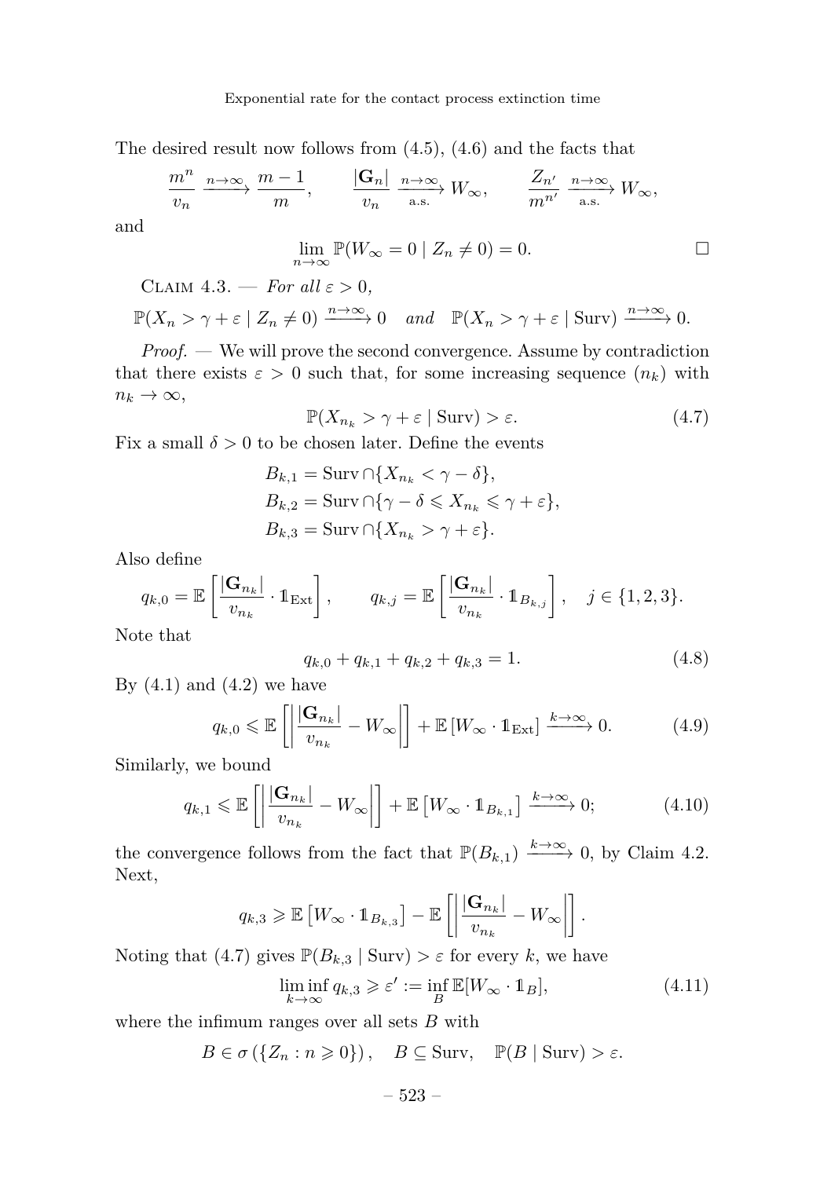The desired result now follows from (4.5), (4.6) and the facts that

$$\frac{m^n}{v_n} \xrightarrow{n\to\infty} \frac{m-1}{m}, \qquad \frac{|\mathbf{G}_n|}{v_n} \xrightarrow[\text{a.s.}]{n\to\infty} W_\infty, \qquad \frac{Z_{n'}}{m^{n'}} \xrightarrow[\text{a.s.}]{n\to\infty} W_\infty,$$

and

$$\lim_{n\to\infty} \mathbb{P}(W_\infty = 0 \mid Z_n \neq 0) = 0. \qquad \square$$

Claim 4.3. — *For all $\varepsilon > 0$,*

$$\mathbb{P}(X_n > \gamma + \varepsilon \mid Z_n \neq 0) \xrightarrow{n\to\infty} 0 \quad \textit{and} \quad \mathbb{P}(X_n > \gamma + \varepsilon \mid \mathrm{Surv}) \xrightarrow{n\to\infty} 0.$$

*Proof.* — We will prove the second convergence. Assume by contradiction that there exists $\varepsilon > 0$ such that, for some increasing sequence $(n_k)$ with $n_k \to \infty$,

$$\mathbb{P}(X_{n_k} > \gamma + \varepsilon \mid \mathrm{Surv}) > \varepsilon. \tag{4.7}$$

Fix a small $\delta > 0$ to be chosen later. Define the events

$$\begin{aligned} B_{k,1} &= \mathrm{Surv} \cap \{X_{n_k} < \gamma - \delta\}, \\ B_{k,2} &= \mathrm{Surv} \cap \{\gamma - \delta \leqslant X_{n_k} \leqslant \gamma + \varepsilon\}, \\ B_{k,3} &= \mathrm{Surv} \cap \{X_{n_k} > \gamma + \varepsilon\}. \end{aligned}$$

Also define

$$q_{k,0} = \mathbb{E}\left[\frac{|\mathbf{G}_{n_k}|}{v_{n_k}} \cdot \mathbb{1}_{\mathrm{Ext}}\right], \qquad q_{k,j} = \mathbb{E}\left[\frac{|\mathbf{G}_{n_k}|}{v_{n_k}} \cdot \mathbb{1}_{B_{k,j}}\right], \quad j \in \{1,2,3\}.$$

Note that

$$q_{k,0} + q_{k,1} + q_{k,2} + q_{k,3} = 1. \tag{4.8}$$

By (4.1) and (4.2) we have

$$q_{k,0} \leqslant \mathbb{E}\left[\left|\frac{|\mathbf{G}_{n_k}|}{v_{n_k}} - W_\infty\right|\right] + \mathbb{E}\left[W_\infty \cdot \mathbb{1}_{\mathrm{Ext}}\right] \xrightarrow{k\to\infty} 0. \tag{4.9}$$

Similarly, we bound

$$q_{k,1} \leqslant \mathbb{E}\left[\left|\frac{|\mathbf{G}_{n_k}|}{v_{n_k}} - W_\infty\right|\right] + \mathbb{E}\left[W_\infty \cdot \mathbb{1}_{B_{k,1}}\right] \xrightarrow{k\to\infty} 0; \tag{4.10}$$

the convergence follows from the fact that $\mathbb{P}(B_{k,1}) \xrightarrow{k\to\infty} 0$, by Claim 4.2. Next,

$$q_{k,3} \geqslant \mathbb{E}\left[W_\infty \cdot \mathbb{1}_{B_{k,3}}\right] - \mathbb{E}\left[\left|\frac{|\mathbf{G}_{n_k}|}{v_{n_k}} - W_\infty\right|\right].$$

Noting that (4.7) gives $\mathbb{P}(B_{k,3} \mid \mathrm{Surv}) > \varepsilon$ for every $k$, we have

$$\liminf_{k\to\infty} q_{k,3} \geqslant \varepsilon' := \inf_B \mathbb{E}[W_\infty \cdot \mathbb{1}_B], \tag{4.11}$$

where the infimum ranges over all sets $B$ with

$$B \in \sigma\left(\{Z_n : n \geqslant 0\}\right), \quad B \subseteq \mathrm{Surv}, \quad \mathbb{P}(B \mid \mathrm{Surv}) > \varepsilon.$$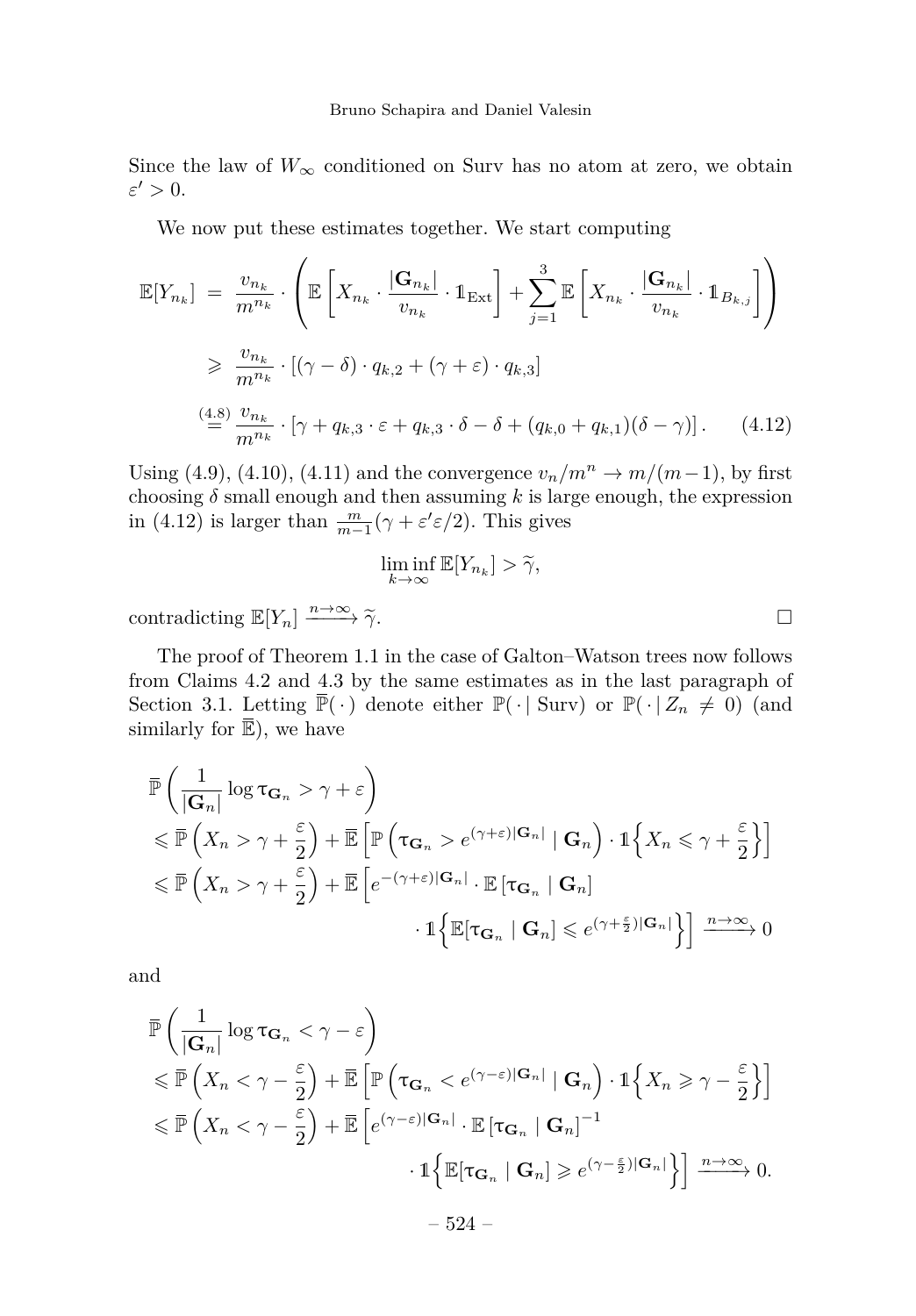Since the law of $W_\infty$ conditioned on Surv has no atom at zero, we obtain $\varepsilon' > 0$.

We now put these estimates together. We start computing

$$\begin{aligned}
\mathbb{E}[Y_{n_k}] &= \frac{v_{n_k}}{m^{n_k}} \cdot \left( \mathbb{E}\left[ X_{n_k} \cdot \frac{|\mathbf{G}_{n_k}|}{v_{n_k}} \cdot \mathbb{1}_{\mathrm{Ext}} \right] + \sum_{j=1}^{3} \mathbb{E}\left[ X_{n_k} \cdot \frac{|\mathbf{G}_{n_k}|}{v_{n_k}} \cdot \mathbb{1}_{B_{k,j}} \right] \right) \\
&\geqslant \frac{v_{n_k}}{m^{n_k}} \cdot \left[ (\gamma - \delta) \cdot q_{k,2} + (\gamma + \varepsilon) \cdot q_{k,3} \right] \\
&\overset{(4.8)}{=} \frac{v_{n_k}}{m^{n_k}} \cdot \left[ \gamma + q_{k,3} \cdot \varepsilon + q_{k,3} \cdot \delta - \delta + (q_{k,0} + q_{k,1})(\delta - \gamma) \right]. \qquad (4.12)
\end{aligned}$$

Using (4.9), (4.10), (4.11) and the convergence $v_n/m^n \to m/(m-1)$, by first choosing $\delta$ small enough and then assuming $k$ is large enough, the expression in (4.12) is larger than $\frac{m}{m-1}(\gamma + \varepsilon'\varepsilon/2)$. This gives

$$\liminf_{k \to \infty} \mathbb{E}[Y_{n_k}] > \widetilde{\gamma},$$

contradicting $\mathbb{E}[Y_n] \xrightarrow{n \to \infty} \widetilde{\gamma}$. $\square$

The proof of Theorem 1.1 in the case of Galton–Watson trees now follows from Claims 4.2 and 4.3 by the same estimates as in the last paragraph of Section 3.1. Letting $\overline{\mathbb{P}}(\,\cdot\,)$ denote either $\mathbb{P}(\,\cdot \mid \mathrm{Surv})$ or $\mathbb{P}(\,\cdot \mid Z_n \neq 0)$ (and similarly for $\overline{\mathbb{E}}$), we have

$$\begin{aligned}
&\overline{\mathbb{P}}\left( \frac{1}{|\mathbf{G}_n|} \log \tau_{\mathbf{G}_n} > \gamma + \varepsilon \right) \\
&\leqslant \overline{\mathbb{P}}\left( X_n > \gamma + \frac{\varepsilon}{2} \right) + \overline{\mathbb{E}}\left[ \mathbb{P}\left( \tau_{\mathbf{G}_n} > e^{(\gamma+\varepsilon)|\mathbf{G}_n|} \mid \mathbf{G}_n \right) \cdot \mathbb{1}\left\{ X_n \leqslant \gamma + \frac{\varepsilon}{2} \right\} \right] \\
&\leqslant \overline{\mathbb{P}}\left( X_n > \gamma + \frac{\varepsilon}{2} \right) + \overline{\mathbb{E}}\Big[ e^{-(\gamma+\varepsilon)|\mathbf{G}_n|} \cdot \mathbb{E}\left[ \tau_{\mathbf{G}_n} \mid \mathbf{G}_n \right] \\
&\qquad\qquad \cdot \mathbb{1}\left\{ \mathbb{E}[\tau_{\mathbf{G}_n} \mid \mathbf{G}_n] \leqslant e^{(\gamma + \frac{\varepsilon}{2})|\mathbf{G}_n|} \right\} \Big] \xrightarrow{n \to \infty} 0
\end{aligned}$$

and

$$\begin{aligned}
&\overline{\mathbb{P}}\left( \frac{1}{|\mathbf{G}_n|} \log \tau_{\mathbf{G}_n} < \gamma - \varepsilon \right) \\
&\leqslant \overline{\mathbb{P}}\left( X_n < \gamma - \frac{\varepsilon}{2} \right) + \overline{\mathbb{E}}\left[ \mathbb{P}\left( \tau_{\mathbf{G}_n} < e^{(\gamma-\varepsilon)|\mathbf{G}_n|} \mid \mathbf{G}_n \right) \cdot \mathbb{1}\left\{ X_n \geqslant \gamma - \frac{\varepsilon}{2} \right\} \right] \\
&\leqslant \overline{\mathbb{P}}\left( X_n < \gamma - \frac{\varepsilon}{2} \right) + \overline{\mathbb{E}}\Big[ e^{(\gamma-\varepsilon)|\mathbf{G}_n|} \cdot \mathbb{E}\left[ \tau_{\mathbf{G}_n} \mid \mathbf{G}_n \right]^{-1} \\
&\qquad\qquad \cdot \mathbb{1}\left\{ \mathbb{E}[\tau_{\mathbf{G}_n} \mid \mathbf{G}_n] \geqslant e^{(\gamma - \frac{\varepsilon}{2})|\mathbf{G}_n|} \right\} \Big] \xrightarrow{n \to \infty} 0.
\end{aligned}$$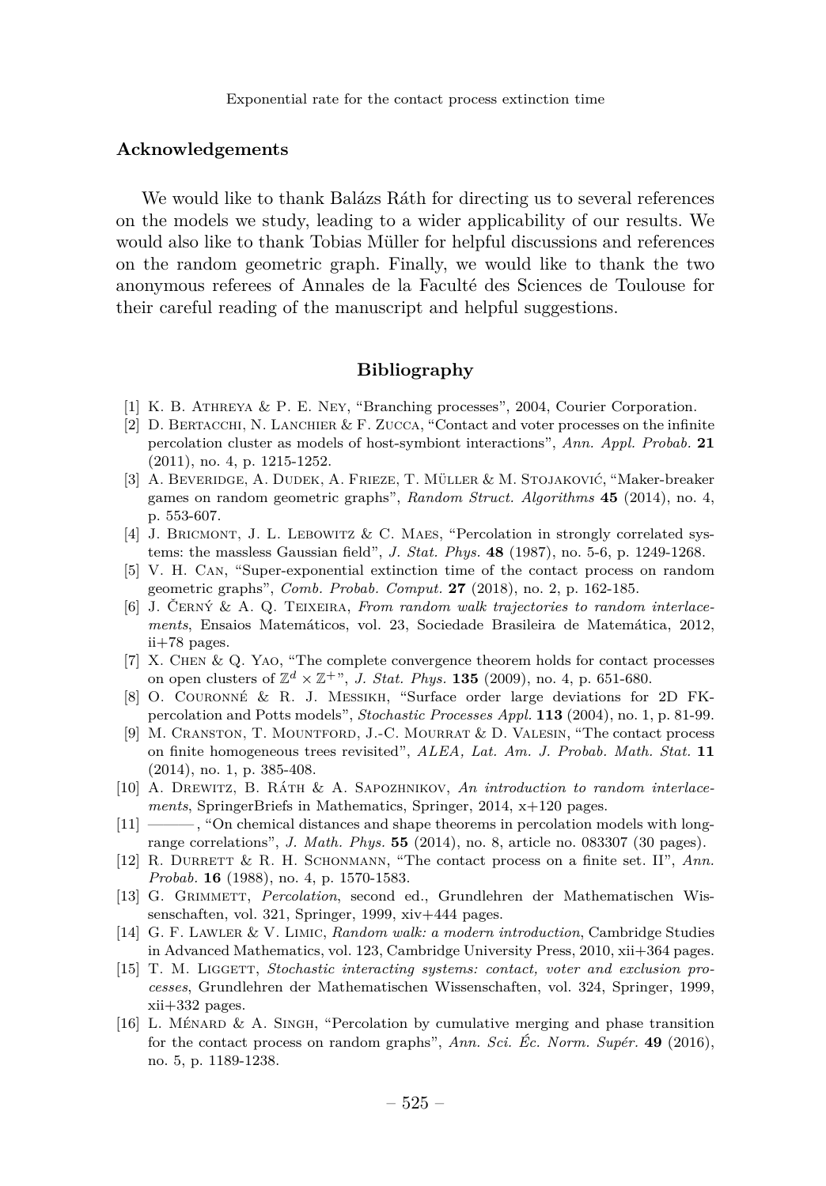## Acknowledgements

We would like to thank Balázs Ráth for directing us to several references on the models we study, leading to a wider applicability of our results. We would also like to thank Tobias Müller for helpful discussions and references on the random geometric graph. Finally, we would like to thank the two anonymous referees of Annales de la Faculté des Sciences de Toulouse for their careful reading of the manuscript and helpful suggestions.

## Bibliography

[1] K. B. Athreya & P. E. Ney, "Branching processes", 2004, Courier Corporation.

[2] D. Bertacchi, N. Lanchier & F. Zucca, "Contact and voter processes on the infinite percolation cluster as models of host-symbiont interactions", *Ann. Appl. Probab.* **21** (2011), no. 4, p. 1215-1252.

[3] A. Beveridge, A. Dudek, A. Frieze, T. Müller & M. Stojaković, "Maker-breaker games on random geometric graphs", *Random Struct. Algorithms* **45** (2014), no. 4, p. 553-607.

[4] J. Bricmont, J. L. Lebowitz & C. Maes, "Percolation in strongly correlated systems: the massless Gaussian field", *J. Stat. Phys.* **48** (1987), no. 5-6, p. 1249-1268.

[5] V. H. Can, "Super-exponential extinction time of the contact process on random geometric graphs", *Comb. Probab. Comput.* **27** (2018), no. 2, p. 162-185.

[6] J. Černý & A. Q. Teixeira, *From random walk trajectories to random interlacements*, Ensaios Matemáticos, vol. 23, Sociedade Brasileira de Matemática, 2012, ii+78 pages.

[7] X. Chen & Q. Yao, "The complete convergence theorem holds for contact processes on open clusters of $\mathbb{Z}^d \times \mathbb{Z}^+$", *J. Stat. Phys.* **135** (2009), no. 4, p. 651-680.

[8] O. Couronné & R. J. Messikh, "Surface order large deviations for 2D FK-percolation and Potts models", *Stochastic Processes Appl.* **113** (2004), no. 1, p. 81-99.

[9] M. Cranston, T. Mountford, J.-C. Mourrat & D. Valesin, "The contact process on finite homogeneous trees revisited", *ALEA, Lat. Am. J. Probab. Math. Stat.* **11** (2014), no. 1, p. 385-408.

[10] A. Drewitz, B. Ráth & A. Sapozhnikov, *An introduction to random interlacements*, SpringerBriefs in Mathematics, Springer, 2014, x+120 pages.

[11] ———, "On chemical distances and shape theorems in percolation models with long-range correlations", *J. Math. Phys.* **55** (2014), no. 8, article no. 083307 (30 pages).

[12] R. Durrett & R. H. Schonmann, "The contact process on a finite set. II", *Ann. Probab.* **16** (1988), no. 4, p. 1570-1583.

[13] G. Grimmett, *Percolation*, second ed., Grundlehren der Mathematischen Wissenschaften, vol. 321, Springer, 1999, xiv+444 pages.

[14] G. F. Lawler & V. Limic, *Random walk: a modern introduction*, Cambridge Studies in Advanced Mathematics, vol. 123, Cambridge University Press, 2010, xii+364 pages.

[15] T. M. Liggett, *Stochastic interacting systems: contact, voter and exclusion processes*, Grundlehren der Mathematischen Wissenschaften, vol. 324, Springer, 1999, xii+332 pages.

[16] L. Ménard & A. Singh, "Percolation by cumulative merging and phase transition for the contact process on random graphs", *Ann. Sci. Éc. Norm. Supér.* **49** (2016), no. 5, p. 1189-1238.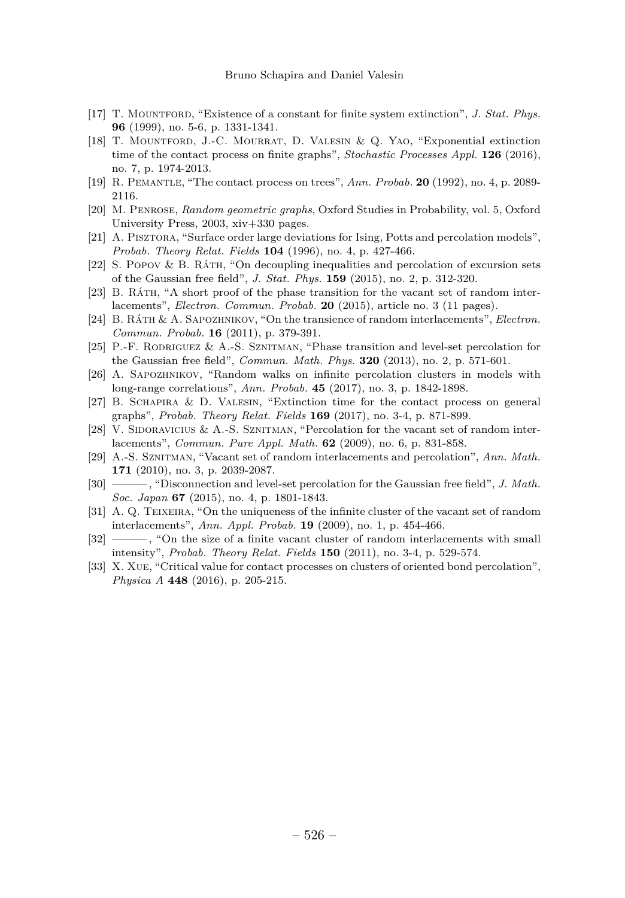[17] T. Mountford, "Existence of a constant for finite system extinction", *J. Stat. Phys.* **96** (1999), no. 5-6, p. 1331-1341.

[18] T. Mountford, J.-C. Mourrat, D. Valesin & Q. Yao, "Exponential extinction time of the contact process on finite graphs", *Stochastic Processes Appl.* **126** (2016), no. 7, p. 1974-2013.

[19] R. Pemantle, "The contact process on trees", *Ann. Probab.* **20** (1992), no. 4, p. 2089-2116.

[20] M. Penrose, *Random geometric graphs*, Oxford Studies in Probability, vol. 5, Oxford University Press, 2003, xiv+330 pages.

[21] A. Pisztora, "Surface order large deviations for Ising, Potts and percolation models", *Probab. Theory Relat. Fields* **104** (1996), no. 4, p. 427-466.

[22] S. Popov & B. Ráth, "On decoupling inequalities and percolation of excursion sets of the Gaussian free field", *J. Stat. Phys.* **159** (2015), no. 2, p. 312-320.

[23] B. Ráth, "A short proof of the phase transition for the vacant set of random interlacements", *Electron. Commun. Probab.* **20** (2015), article no. 3 (11 pages).

[24] B. Ráth & A. Sapozhnikov, "On the transience of random interlacements", *Electron. Commun. Probab.* **16** (2011), p. 379-391.

[25] P.-F. Rodriguez & A.-S. Sznitman, "Phase transition and level-set percolation for the Gaussian free field", *Commun. Math. Phys.* **320** (2013), no. 2, p. 571-601.

[26] A. Sapozhnikov, "Random walks on infinite percolation clusters in models with long-range correlations", *Ann. Probab.* **45** (2017), no. 3, p. 1842-1898.

[27] B. Schapira & D. Valesin, "Extinction time for the contact process on general graphs", *Probab. Theory Relat. Fields* **169** (2017), no. 3-4, p. 871-899.

[28] V. Sidoravicius & A.-S. Sznitman, "Percolation for the vacant set of random interlacements", *Commun. Pure Appl. Math.* **62** (2009), no. 6, p. 831-858.

[29] A.-S. Sznitman, "Vacant set of random interlacements and percolation", *Ann. Math.* **171** (2010), no. 3, p. 2039-2087.

[30] ———, "Disconnection and level-set percolation for the Gaussian free field", *J. Math. Soc. Japan* **67** (2015), no. 4, p. 1801-1843.

[31] A. Q. Teixeira, "On the uniqueness of the infinite cluster of the vacant set of random interlacements", *Ann. Appl. Probab.* **19** (2009), no. 1, p. 454-466.

[32] ———, "On the size of a finite vacant cluster of random interlacements with small intensity", *Probab. Theory Relat. Fields* **150** (2011), no. 3-4, p. 529-574.

[33] X. Xue, "Critical value for contact processes on clusters of oriented bond percolation", *Physica A* **448** (2016), p. 205-215.